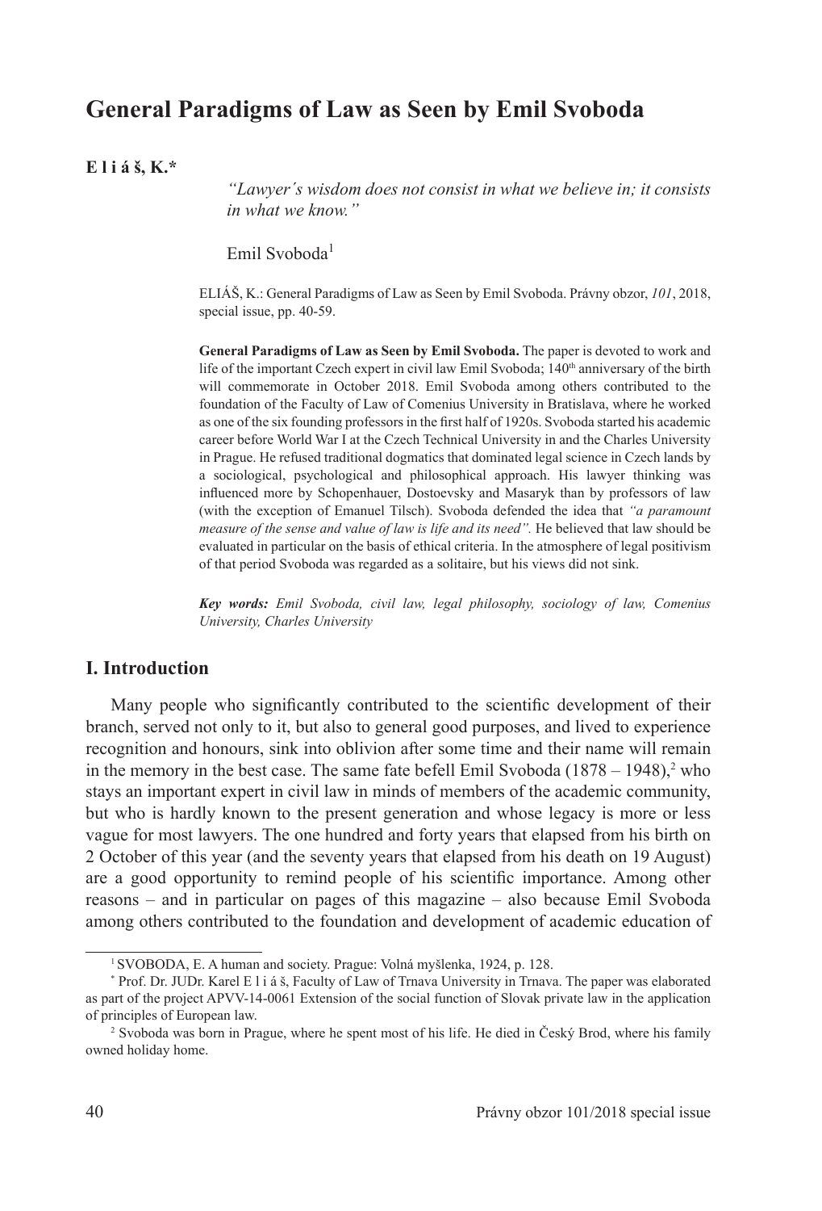# General Paradigms of Law as Seen by Emil Svoboda

**E l i á š, K.***

*"Lawyer´s wisdom does not consist in what we believe in; it consists in what we know."*

Emil Svoboda[1]

ELIÁŠ, K.: General Paradigms of Law as Seen by Emil Svoboda. Právny obzor, *101*, 2018, special issue, pp. 40-59.

**General Paradigms of Law as Seen by Emil Svoboda.** The paper is devoted to work and life of the important Czech expert in civil law Emil Svoboda; 140th anniversary of the birth will commemorate in October 2018. Emil Svoboda among others contributed to the foundation of the Faculty of Law of Comenius University in Bratislava, where he worked as one of the six founding professors in the first half of 1920s. Svoboda started his academic career before World War I at the Czech Technical University in and the Charles University in Prague. He refused traditional dogmatics that dominated legal science in Czech lands by a sociological, psychological and philosophical approach. His lawyer thinking was influenced more by Schopenhauer, Dostoevsky and Masaryk than by professors of law (with the exception of Emanuel Tilsch). Svoboda defended the idea that *"a paramount measure of the sense and value of law is life and its need".* He believed that law should be evaluated in particular on the basis of ethical criteria. In the atmosphere of legal positivism of that period Svoboda was regarded as a solitaire, but his views did not sink.

***Key words:*** *Emil Svoboda, civil law, legal philosophy, sociology of law, Comenius University, Charles University*

## I. Introduction

Many people who significantly contributed to the scientific development of their branch, served not only to it, but also to general good purposes, and lived to experience recognition and honours, sink into oblivion after some time and their name will remain in the memory in the best case. The same fate befell Emil Svoboda (1878 – 1948),[2] who stays an important expert in civil law in minds of members of the academic community, but who is hardly known to the present generation and whose legacy is more or less vague for most lawyers. The one hundred and forty years that elapsed from his birth on 2 October of this year (and the seventy years that elapsed from his death on 19 August) are a good opportunity to remind people of his scientific importance. Among other reasons – and in particular on pages of this magazine – also because Emil Svoboda among others contributed to the foundation and development of academic education of

---

[1] SVOBODA, E. A human and society. Prague: Volná myšlenka, 1924, p. 128.

* Prof. Dr. JUDr. Karel E l i á š, Faculty of Law of Trnava University in Trnava. The paper was elaborated as part of the project APVV-14-0061 Extension of the social function of Slovak private law in the application of principles of European law.

[2] Svoboda was born in Prague, where he spent most of his life. He died in Český Brod, where his family owned holiday home.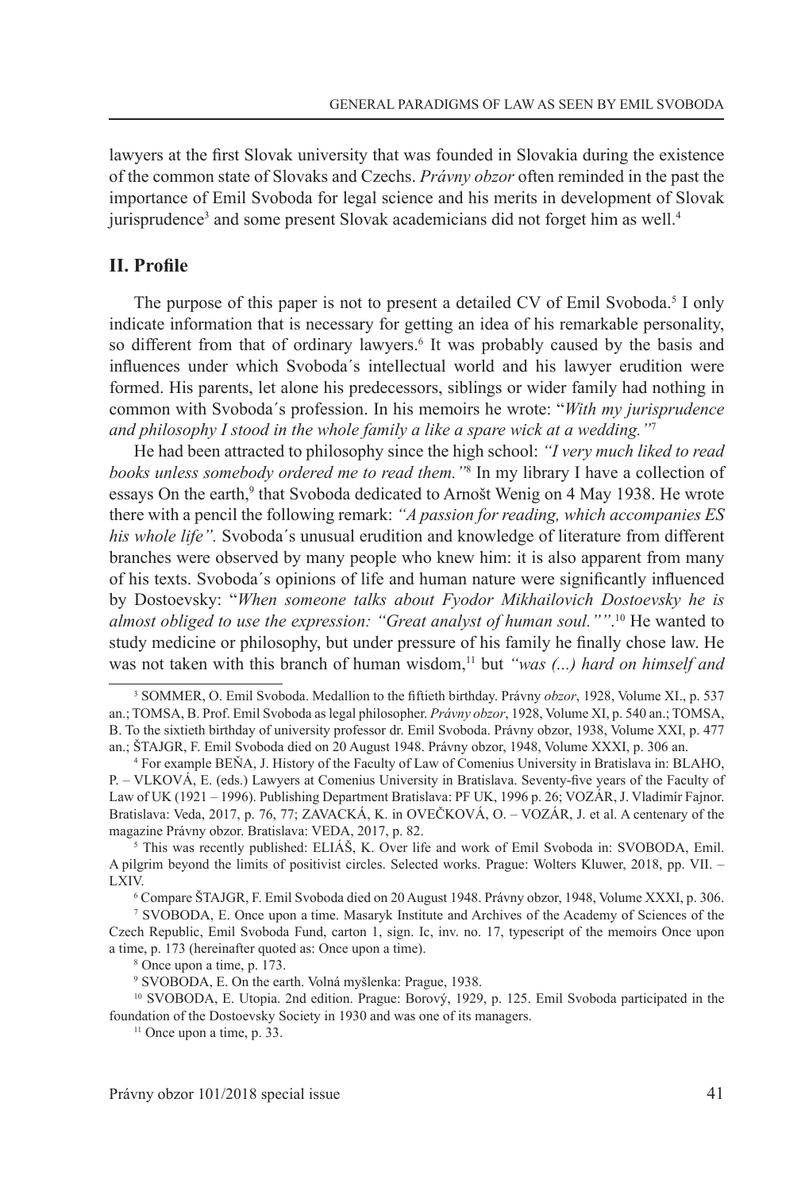lawyers at the first Slovak university that was founded in Slovakia during the existence of the common state of Slovaks and Czechs. *Právny obzor* often reminded in the past the importance of Emil Svoboda for legal science and his merits in development of Slovak jurisprudence[3] and some present Slovak academicians did not forget him as well.[4]

## II. Profile

The purpose of this paper is not to present a detailed CV of Emil Svoboda.[5] I only indicate information that is necessary for getting an idea of his remarkable personality, so different from that of ordinary lawyers.[6] It was probably caused by the basis and influences under which Svoboda´s intellectual world and his lawyer erudition were formed. His parents, let alone his predecessors, siblings or wider family had nothing in common with Svoboda´s profession. In his memoirs he wrote: "*With my jurisprudence and philosophy I stood in the whole family a like a spare wick at a wedding.*"[7]

He had been attracted to philosophy since the high school: *"I very much liked to read books unless somebody ordered me to read them."*[8] In my library I have a collection of essays On the earth,[9] that Svoboda dedicated to Arnošt Wenig on 4 May 1938. He wrote there with a pencil the following remark: *"A passion for reading, which accompanies ES his whole life".* Svoboda´s unusual erudition and knowledge of literature from different branches were observed by many people who knew him: it is also apparent from many of his texts. Svoboda´s opinions of life and human nature were significantly influenced by Dostoevsky: "*When someone talks about Fyodor Mikhailovich Dostoevsky he is almost obliged to use the expression: "Great analyst of human soul.""*.[10] He wanted to study medicine or philosophy, but under pressure of his family he finally chose law. He was not taken with this branch of human wisdom,[11] but *"was (...) hard on himself and*

---

[3] SOMMER, O. Emil Svoboda. Medallion to the fiftieth birthday. Právny *obzor*, 1928, Volume XI., p. 537 an.; TOMSA, B. Prof. Emil Svoboda as legal philosopher. *Právny obzor*, 1928, Volume XI, p. 540 an.; TOMSA, B. To the sixtieth birthday of university professor dr. Emil Svoboda. Právny obzor, 1938, Volume XXI, p. 477 an.; ŠTAJGR, F. Emil Svoboda died on 20 August 1948. Právny obzor, 1948, Volume XXXI, p. 306 an.

[4] For example BEŇA, J. History of the Faculty of Law of Comenius University in Bratislava in: BLAHO, P. – VLKOVÁ, E. (eds.) Lawyers at Comenius University in Bratislava. Seventy-five years of the Faculty of Law of UK (1921 – 1996). Publishing Department Bratislava: PF UK, 1996 p. 26; VOZÁR, J. Vladimír Fajnor. Bratislava: Veda, 2017, p. 76, 77; ZAVACKÁ, K. in OVEČKOVÁ, O. – VOZÁR, J. et al. A centenary of the magazine Právny obzor. Bratislava: VEDA, 2017, p. 82.

[5] This was recently published: ELIÁŠ, K. Over life and work of Emil Svoboda in: SVOBODA, Emil. A pilgrim beyond the limits of positivist circles. Selected works. Prague: Wolters Kluwer, 2018, pp. VII. – LXIV.

[6] Compare ŠTAJGR, F. Emil Svoboda died on 20 August 1948. Právny obzor, 1948, Volume XXXI, p. 306.

[7] SVOBODA, E. Once upon a time. Masaryk Institute and Archives of the Academy of Sciences of the Czech Republic, Emil Svoboda Fund, carton 1, sign. Ic, inv. no. 17, typescript of the memoirs Once upon a time, p. 173 (hereinafter quoted as: Once upon a time).

[8] Once upon a time, p. 173.

[9] SVOBODA, E. On the earth. Volná myšlenka: Prague, 1938.

[10] SVOBODA, E. Utopia. 2nd edition. Prague: Borový, 1929, p. 125. Emil Svoboda participated in the foundation of the Dostoevsky Society in 1930 and was one of its managers.

[11] Once upon a time, p. 33.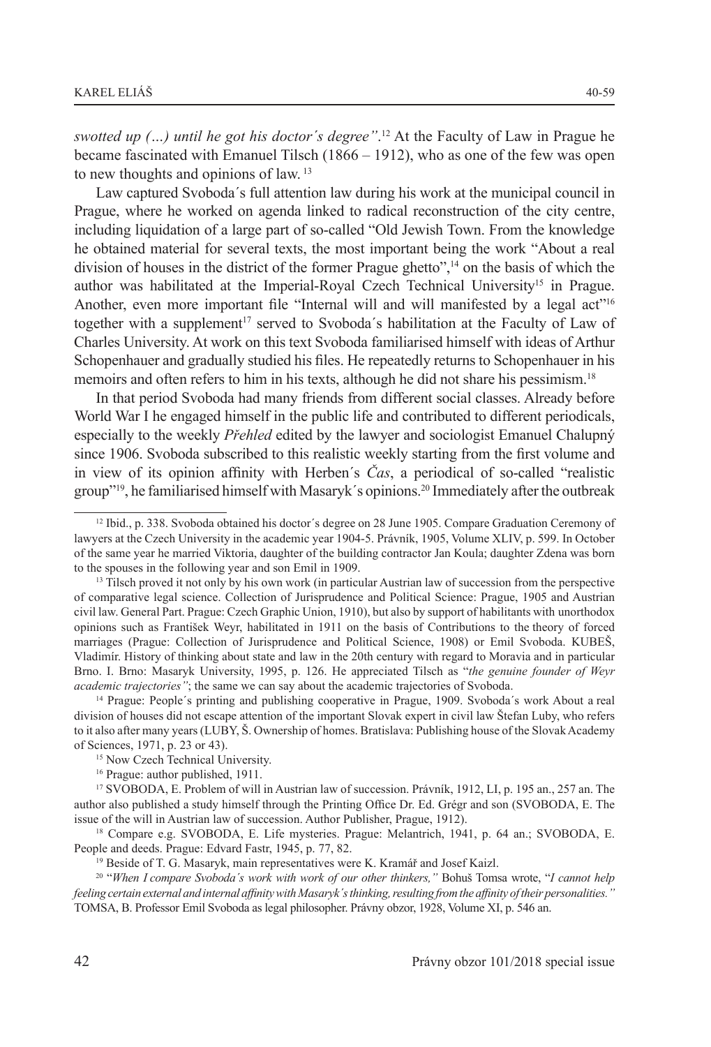*swotted up (…) until he got his doctor´s degree"*.[12] At the Faculty of Law in Prague he became fascinated with Emanuel Tilsch (1866 – 1912), who as one of the few was open to new thoughts and opinions of law. [13]

Law captured Svoboda´s full attention law during his work at the municipal council in Prague, where he worked on agenda linked to radical reconstruction of the city centre, including liquidation of a large part of so-called "Old Jewish Town. From the knowledge he obtained material for several texts, the most important being the work "About a real division of houses in the district of the former Prague ghetto",[14] on the basis of which the author was habilitated at the Imperial-Royal Czech Technical University[15] in Prague. Another, even more important file "Internal will and will manifested by a legal act"[16] together with a supplement[17] served to Svoboda´s habilitation at the Faculty of Law of Charles University. At work on this text Svoboda familiarised himself with ideas of Arthur Schopenhauer and gradually studied his files. He repeatedly returns to Schopenhauer in his memoirs and often refers to him in his texts, although he did not share his pessimism.[18]

In that period Svoboda had many friends from different social classes. Already before World War I he engaged himself in the public life and contributed to different periodicals, especially to the weekly *Přehled* edited by the lawyer and sociologist Emanuel Chalupný since 1906. Svoboda subscribed to this realistic weekly starting from the first volume and in view of its opinion affinity with Herben´s *Čas*, a periodical of so-called "realistic group"[19], he familiarised himself with Masaryk´s opinions.[20] Immediately after the outbreak

---

[12] Ibid., p. 338. Svoboda obtained his doctor´s degree on 28 June 1905. Compare Graduation Ceremony of lawyers at the Czech University in the academic year 1904-5. Právník, 1905, Volume XLIV, p. 599. In October of the same year he married Viktoria, daughter of the building contractor Jan Koula; daughter Zdena was born to the spouses in the following year and son Emil in 1909.

[13] Tilsch proved it not only by his own work (in particular Austrian law of succession from the perspective of comparative legal science. Collection of Jurisprudence and Political Science: Prague, 1905 and Austrian civil law. General Part. Prague: Czech Graphic Union, 1910), but also by support of habilitants with unorthodox opinions such as František Weyr, habilitated in 1911 on the basis of Contributions to the theory of forced marriages (Prague: Collection of Jurisprudence and Political Science, 1908) or Emil Svoboda. KUBEŠ, Vladimír. History of thinking about state and law in the 20th century with regard to Moravia and in particular Brno. I. Brno: Masaryk University, 1995, p. 126. He appreciated Tilsch as "*the genuine founder of Weyr academic trajectories"*; the same we can say about the academic trajectories of Svoboda.

[14] Prague: People´s printing and publishing cooperative in Prague, 1909. Svoboda´s work About a real division of houses did not escape attention of the important Slovak expert in civil law Štefan Luby, who refers to it also after many years (LUBY, Š. Ownership of homes. Bratislava: Publishing house of the Slovak Academy of Sciences, 1971, p. 23 or 43).

[15] Now Czech Technical University.

[16] Prague: author published, 1911.

[17] SVOBODA, E. Problem of will in Austrian law of succession. Právník, 1912, LI, p. 195 an., 257 an. The author also published a study himself through the Printing Office Dr. Ed. Grégr and son (SVOBODA, E. The issue of the will in Austrian law of succession. Author Publisher, Prague, 1912).

[18] Compare e.g. SVOBODA, E. Life mysteries. Prague: Melantrich, 1941, p. 64 an.; SVOBODA, E. People and deeds. Prague: Edvard Fastr, 1945, p. 77, 82.

[19] Beside of T. G. Masaryk, main representatives were K. Kramář and Josef Kaizl.

[20] "*When I compare Svoboda´s work with work of our other thinkers,"* Bohuš Tomsa wrote, "*I cannot help feeling certain external and internal affinity with Masaryk´s thinking, resulting from the affinity of their personalities."* TOMSA, B. Professor Emil Svoboda as legal philosopher. Právny obzor, 1928, Volume XI, p. 546 an.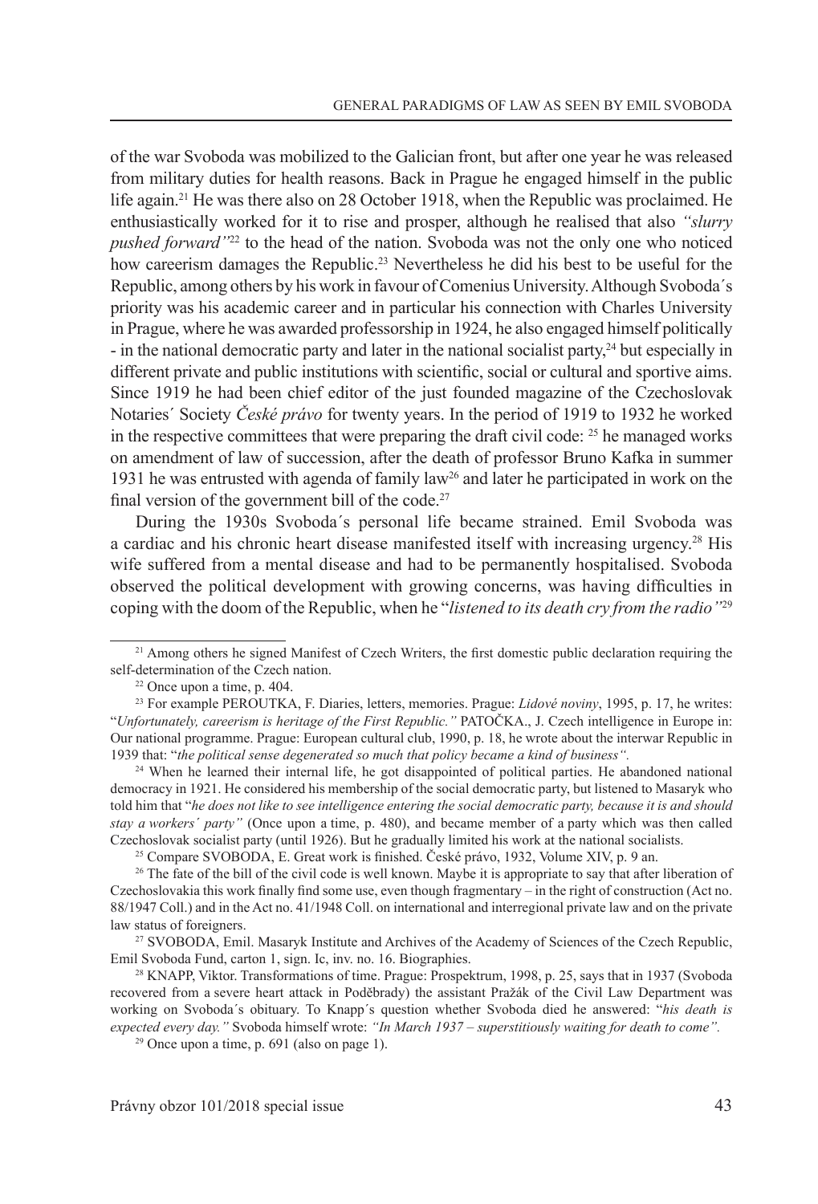of the war Svoboda was mobilized to the Galician front, but after one year he was released from military duties for health reasons. Back in Prague he engaged himself in the public life again.[21] He was there also on 28 October 1918, when the Republic was proclaimed. He enthusiastically worked for it to rise and prosper, although he realised that also *"slurry pushed forward"*[22] to the head of the nation. Svoboda was not the only one who noticed how careerism damages the Republic.[23] Nevertheless he did his best to be useful for the Republic, among others by his work in favour of Comenius University. Although Svoboda´s priority was his academic career and in particular his connection with Charles University in Prague, where he was awarded professorship in 1924, he also engaged himself politically - in the national democratic party and later in the national socialist party,[24] but especially in different private and public institutions with scientific, social or cultural and sportive aims. Since 1919 he had been chief editor of the just founded magazine of the Czechoslovak Notaries´ Society *České právo* for twenty years. In the period of 1919 to 1932 he worked in the respective committees that were preparing the draft civil code: [25] he managed works on amendment of law of succession, after the death of professor Bruno Kafka in summer 1931 he was entrusted with agenda of family law[26] and later he participated in work on the final version of the government bill of the code.[27]

During the 1930s Svoboda´s personal life became strained. Emil Svoboda was a cardiac and his chronic heart disease manifested itself with increasing urgency.[28] His wife suffered from a mental disease and had to be permanently hospitalised. Svoboda observed the political development with growing concerns, was having difficulties in coping with the doom of the Republic, when he "*listened to its death cry from the radio"*[29]

---

[21] Among others he signed Manifest of Czech Writers, the first domestic public declaration requiring the self-determination of the Czech nation.

[22] Once upon a time, p. 404.

[23] For example PEROUTKA, F. Diaries, letters, memories. Prague: *Lidové noviny*, 1995, p. 17, he writes: "*Unfortunately, careerism is heritage of the First Republic."* PATOČKA., J. Czech intelligence in Europe in: Our national programme. Prague: European cultural club, 1990, p. 18, he wrote about the interwar Republic in 1939 that: "*the political sense degenerated so much that policy became a kind of business".*

[24] When he learned their internal life, he got disappointed of political parties. He abandoned national democracy in 1921. He considered his membership of the social democratic party, but listened to Masaryk who told him that "*he does not like to see intelligence entering the social democratic party, because it is and should stay a workers´ party"* (Once upon a time, p. 480), and became member of a party which was then called Czechoslovak socialist party (until 1926). But he gradually limited his work at the national socialists.

[25] Compare SVOBODA, E. Great work is finished. České právo, 1932, Volume XIV, p. 9 an.

[26] The fate of the bill of the civil code is well known. Maybe it is appropriate to say that after liberation of Czechoslovakia this work finally find some use, even though fragmentary – in the right of construction (Act no. 88/1947 Coll.) and in the Act no. 41/1948 Coll. on international and interregional private law and on the private law status of foreigners.

[27] SVOBODA, Emil. Masaryk Institute and Archives of the Academy of Sciences of the Czech Republic, Emil Svoboda Fund, carton 1, sign. Ic, inv. no. 16. Biographies.

[28] KNAPP, Viktor. Transformations of time. Prague: Prospektrum, 1998, p. 25, says that in 1937 (Svoboda recovered from a severe heart attack in Poděbrady) the assistant Pražák of the Civil Law Department was working on Svoboda´s obituary. To Knapp´s question whether Svoboda died he answered: "*his death is expected every day."* Svoboda himself wrote: *"In March 1937 – superstitiously waiting for death to come".*

[29] Once upon a time, p. 691 (also on page 1).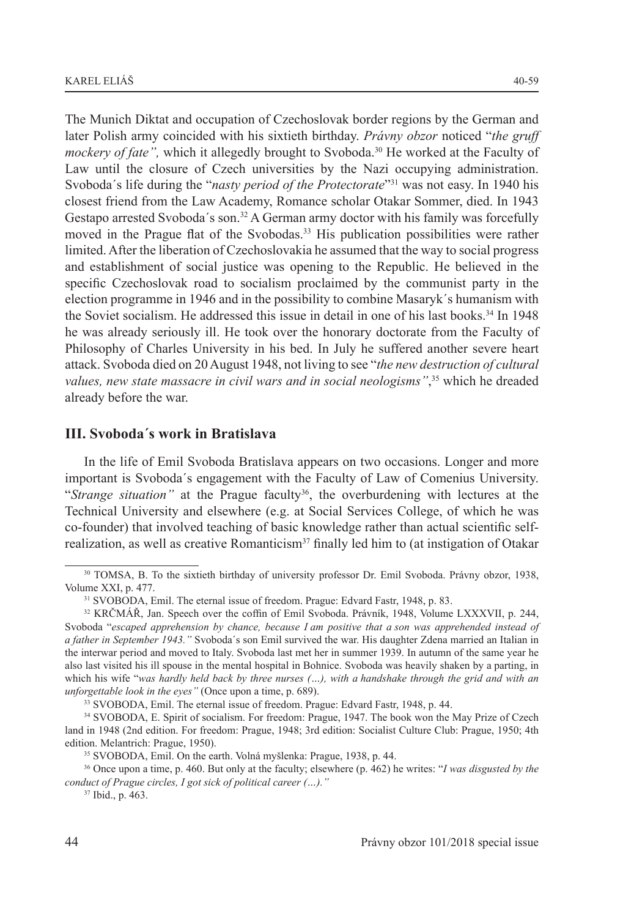The Munich Diktat and occupation of Czechoslovak border regions by the German and later Polish army coincided with his sixtieth birthday. *Právny obzor* noticed "*the gruff mockery of fate",* which it allegedly brought to Svoboda.[30] He worked at the Faculty of Law until the closure of Czech universities by the Nazi occupying administration. Svoboda´s life during the "*nasty period of the Protectorate*"[31] was not easy. In 1940 his closest friend from the Law Academy, Romance scholar Otakar Sommer, died. In 1943 Gestapo arrested Svoboda´s son.[32] A German army doctor with his family was forcefully moved in the Prague flat of the Svobodas.[33] His publication possibilities were rather limited. After the liberation of Czechoslovakia he assumed that the way to social progress and establishment of social justice was opening to the Republic. He believed in the specific Czechoslovak road to socialism proclaimed by the communist party in the election programme in 1946 and in the possibility to combine Masaryk´s humanism with the Soviet socialism. He addressed this issue in detail in one of his last books.[34] In 1948 he was already seriously ill. He took over the honorary doctorate from the Faculty of Philosophy of Charles University in his bed. In July he suffered another severe heart attack. Svoboda died on 20 August 1948, not living to see "*the new destruction of cultural values, new state massacre in civil wars and in social neologisms"*,[35] which he dreaded already before the war.

## III. Svoboda´s work in Bratislava

In the life of Emil Svoboda Bratislava appears on two occasions. Longer and more important is Svoboda´s engagement with the Faculty of Law of Comenius University. "*Strange situation"* at the Prague faculty[36], the overburdening with lectures at the Technical University and elsewhere (e.g. at Social Services College, of which he was co-founder) that involved teaching of basic knowledge rather than actual scientific self-realization, as well as creative Romanticism[37] finally led him to (at instigation of Otakar

---

[30] TOMSA, B. To the sixtieth birthday of university professor Dr. Emil Svoboda. Právny obzor, 1938, Volume XXI, p. 477.

[31] SVOBODA, Emil. The eternal issue of freedom. Prague: Edvard Fastr, 1948, p. 83.

[32] KRČMÁŘ, Jan. Speech over the coffin of Emil Svoboda. Právník, 1948, Volume LXXXVII, p. 244, Svoboda "*escaped apprehension by chance, because I am positive that a son was apprehended instead of a father in September 1943."* Svoboda´s son Emil survived the war. His daughter Zdena married an Italian in the interwar period and moved to Italy. Svoboda last met her in summer 1939. In autumn of the same year he also last visited his ill spouse in the mental hospital in Bohnice. Svoboda was heavily shaken by a parting, in which his wife "*was hardly held back by three nurses (…), with a handshake through the grid and with an unforgettable look in the eyes"* (Once upon a time, p. 689).

[33] SVOBODA, Emil. The eternal issue of freedom. Prague: Edvard Fastr, 1948, p. 44.

[34] SVOBODA, E. Spirit of socialism. For freedom: Prague, 1947. The book won the May Prize of Czech land in 1948 (2nd edition. For freedom: Prague, 1948; 3rd edition: Socialist Culture Club: Prague, 1950; 4th edition. Melantrich: Prague, 1950).

[35] SVOBODA, Emil. On the earth. Volná myšlenka: Prague, 1938, p. 44.

[36] Once upon a time, p. 460. But only at the faculty; elsewhere (p. 462) he writes: "*I was disgusted by the conduct of Prague circles, I got sick of political career (…)."*

[37] Ibid., p. 463.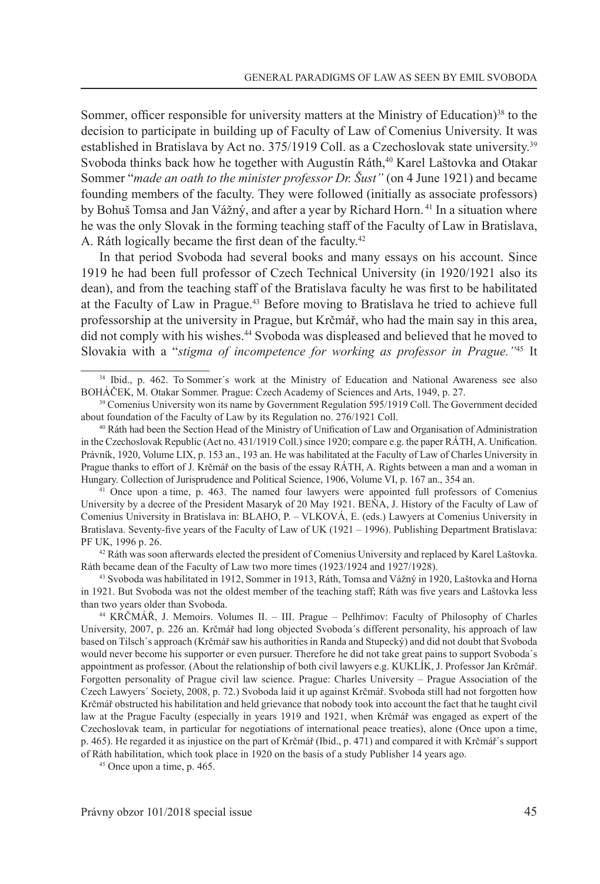Sommer, officer responsible for university matters at the Ministry of Education)[38] to the decision to participate in building up of Faculty of Law of Comenius University. It was established in Bratislava by Act no. 375/1919 Coll. as a Czechoslovak state university.[39] Svoboda thinks back how he together with Augustín Ráth,[40] Karel Laštovka and Otakar Sommer "*made an oath to the minister professor Dr. Šust"* (on 4 June 1921) and became founding members of the faculty. They were followed (initially as associate professors) by Bohuš Tomsa and Jan Vážný, and after a year by Richard Horn. [41] In a situation where he was the only Slovak in the forming teaching staff of the Faculty of Law in Bratislava, A. Ráth logically became the first dean of the faculty.[42]

In that period Svoboda had several books and many essays on his account. Since 1919 he had been full professor of Czech Technical University (in 1920/1921 also its dean), and from the teaching staff of the Bratislava faculty he was first to be habilitated at the Faculty of Law in Prague.[43] Before moving to Bratislava he tried to achieve full professorship at the university in Prague, but Krčmář, who had the main say in this area, did not comply with his wishes.[44] Svoboda was displeased and believed that he moved to Slovakia with a "*stigma of incompetence for working as professor in Prague."*[45] It

---

[38] Ibid., p. 462. To Sommer´s work at the Ministry of Education and National Awareness see also BOHÁČEK, M. Otakar Sommer. Prague: Czech Academy of Sciences and Arts, 1949, p. 27.

[39] Comenius University won its name by Government Regulation 595/1919 Coll. The Government decided about foundation of the Faculty of Law by its Regulation no. 276/1921 Coll.

[40] Ráth had been the Section Head of the Ministry of Unification of Law and Organisation of Administration in the Czechoslovak Republic (Act no. 431/1919 Coll.) since 1920; compare e.g. the paper RÁTH, A. Unification. Právník, 1920, Volume LIX, p. 153 an., 193 an. He was habilitated at the Faculty of Law of Charles University in Prague thanks to effort of J. Krčmář on the basis of the essay RÁTH, A. Rights between a man and a woman in Hungary. Collection of Jurisprudence and Political Science, 1906, Volume VI, p. 167 an., 354 an.

[41] Once upon a time, p. 463. The named four lawyers were appointed full professors of Comenius University by a decree of the President Masaryk of 20 May 1921. BEŇA, J. History of the Faculty of Law of Comenius University in Bratislava in: BLAHO, P. – VLKOVÁ, E. (eds.) Lawyers at Comenius University in Bratislava. Seventy-five years of the Faculty of Law of UK (1921 – 1996). Publishing Department Bratislava: PF UK, 1996 p. 26.

[42] Ráth was soon afterwards elected the president of Comenius University and replaced by Karel Laštovka. Ráth became dean of the Faculty of Law two more times (1923/1924 and 1927/1928).

[43] Svoboda was habilitated in 1912, Sommer in 1913, Ráth, Tomsa and Vážný in 1920, Laštovka and Horna in 1921. But Svoboda was not the oldest member of the teaching staff; Ráth was five years and Laštovka less than two years older than Svoboda.

[44] KRČMÁŘ, J. Memoirs. Volumes II. – III. Prague – Pelhřimov: Faculty of Philosophy of Charles University, 2007, p. 226 an. Krčmář had long objected Svoboda´s different personality, his approach of law based on Tilsch´s approach (Krčmář saw his authorities in Randa and Stupecký) and did not doubt that Svoboda would never become his supporter or even pursuer. Therefore he did not take great pains to support Svoboda´s appointment as professor. (About the relationship of both civil lawyers e.g. KUKLÍK, J. Professor Jan Krčmář. Forgotten personality of Prague civil law science. Prague: Charles University – Prague Association of the Czech Lawyers´ Society, 2008, p. 72.) Svoboda laid it up against Krčmář. Svoboda still had not forgotten how Krčmář obstructed his habilitation and held grievance that nobody took into account the fact that he taught civil law at the Prague Faculty (especially in years 1919 and 1921, when Krčmář was engaged as expert of the Czechoslovak team, in particular for negotiations of international peace treaties), alone (Once upon a time, p. 465). He regarded it as injustice on the part of Krčmář (Ibid., p. 471) and compared it with Krčmář´s support of Ráth habilitation, which took place in 1920 on the basis of a study Publisher 14 years ago.

[45] Once upon a time, p. 465.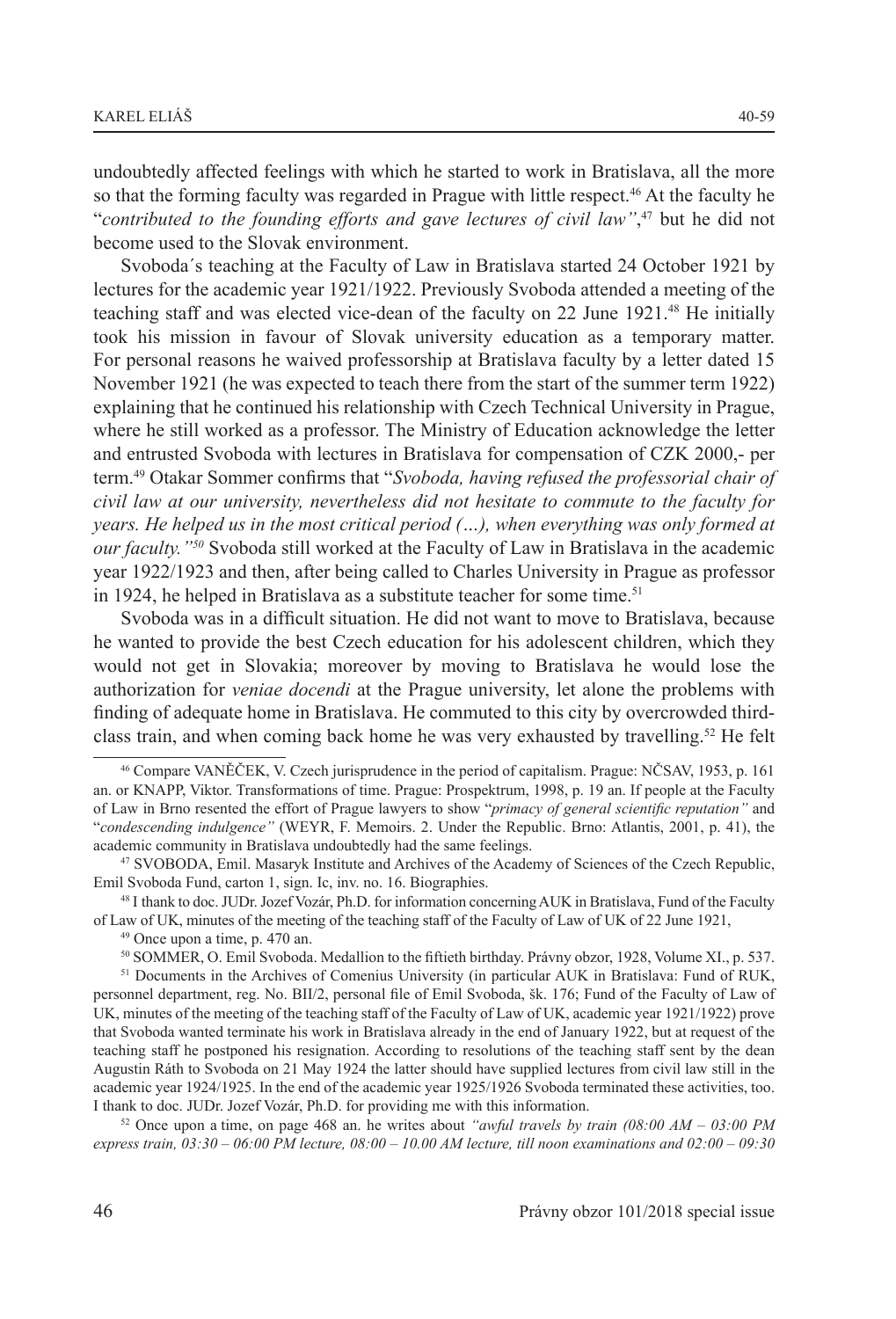undoubtedly affected feelings with which he started to work in Bratislava, all the more so that the forming faculty was regarded in Prague with little respect.[46] At the faculty he "*contributed to the founding efforts and gave lectures of civil law*",[47] but he did not become used to the Slovak environment.

Svoboda´s teaching at the Faculty of Law in Bratislava started 24 October 1921 by lectures for the academic year 1921/1922. Previously Svoboda attended a meeting of the teaching staff and was elected vice-dean of the faculty on 22 June 1921.[48] He initially took his mission in favour of Slovak university education as a temporary matter. For personal reasons he waived professorship at Bratislava faculty by a letter dated 15 November 1921 (he was expected to teach there from the start of the summer term 1922) explaining that he continued his relationship with Czech Technical University in Prague, where he still worked as a professor. The Ministry of Education acknowledge the letter and entrusted Svoboda with lectures in Bratislava for compensation of CZK 2000,- per term.[49] Otakar Sommer confirms that "*Svoboda, having refused the professorial chair of civil law at our university, nevertheless did not hesitate to commute to the faculty for years. He helped us in the most critical period (…), when everything was only formed at our faculty.*"[50] Svoboda still worked at the Faculty of Law in Bratislava in the academic year 1922/1923 and then, after being called to Charles University in Prague as professor in 1924, he helped in Bratislava as a substitute teacher for some time.[51]

Svoboda was in a difficult situation. He did not want to move to Bratislava, because he wanted to provide the best Czech education for his adolescent children, which they would not get in Slovakia; moreover by moving to Bratislava he would lose the authorization for *veniae docendi* at the Prague university, let alone the problems with finding of adequate home in Bratislava. He commuted to this city by overcrowded third-class train, and when coming back home he was very exhausted by travelling.[52] He felt

---

[46] Compare VANĚČEK, V. Czech jurisprudence in the period of capitalism. Prague: NČSAV, 1953, p. 161 an. or KNAPP, Viktor. Transformations of time. Prague: Prospektrum, 1998, p. 19 an. If people at the Faculty of Law in Brno resented the effort of Prague lawyers to show "*primacy of general scientific reputation*" and "*condescending indulgence*" (WEYR, F. Memoirs. 2. Under the Republic. Brno: Atlantis, 2001, p. 41), the academic community in Bratislava undoubtedly had the same feelings.

[47] SVOBODA, Emil. Masaryk Institute and Archives of the Academy of Sciences of the Czech Republic, Emil Svoboda Fund, carton 1, sign. Ic, inv. no. 16. Biographies.

[48] I thank to doc. JUDr. Jozef Vozár, Ph.D. for information concerning AUK in Bratislava, Fund of the Faculty of Law of UK, minutes of the meeting of the teaching staff of the Faculty of Law of UK of 22 June 1921,

[49] Once upon a time, p. 470 an.

[50] SOMMER, O. Emil Svoboda. Medallion to the fiftieth birthday. Právny obzor, 1928, Volume XI., p. 537.

[51] Documents in the Archives of Comenius University (in particular AUK in Bratislava: Fund of RUK, personnel department, reg. No. BII/2, personal file of Emil Svoboda, šk. 176; Fund of the Faculty of Law of UK, minutes of the meeting of the teaching staff of the Faculty of Law of UK, academic year 1921/1922) prove that Svoboda wanted terminate his work in Bratislava already in the end of January 1922, but at request of the teaching staff he postponed his resignation. According to resolutions of the teaching staff sent by the dean Augustin Ráth to Svoboda on 21 May 1924 the latter should have supplied lectures from civil law still in the academic year 1924/1925. In the end of the academic year 1925/1926 Svoboda terminated these activities, too. I thank to doc. JUDr. Jozef Vozár, Ph.D. for providing me with this information.

[52] Once upon a time, on page 468 an. he writes about *"awful travels by train (08:00 AM – 03:00 PM express train, 03:30 – 06:00 PM lecture, 08:00 – 10.00 AM lecture, till noon examinations and 02:00 – 09:30*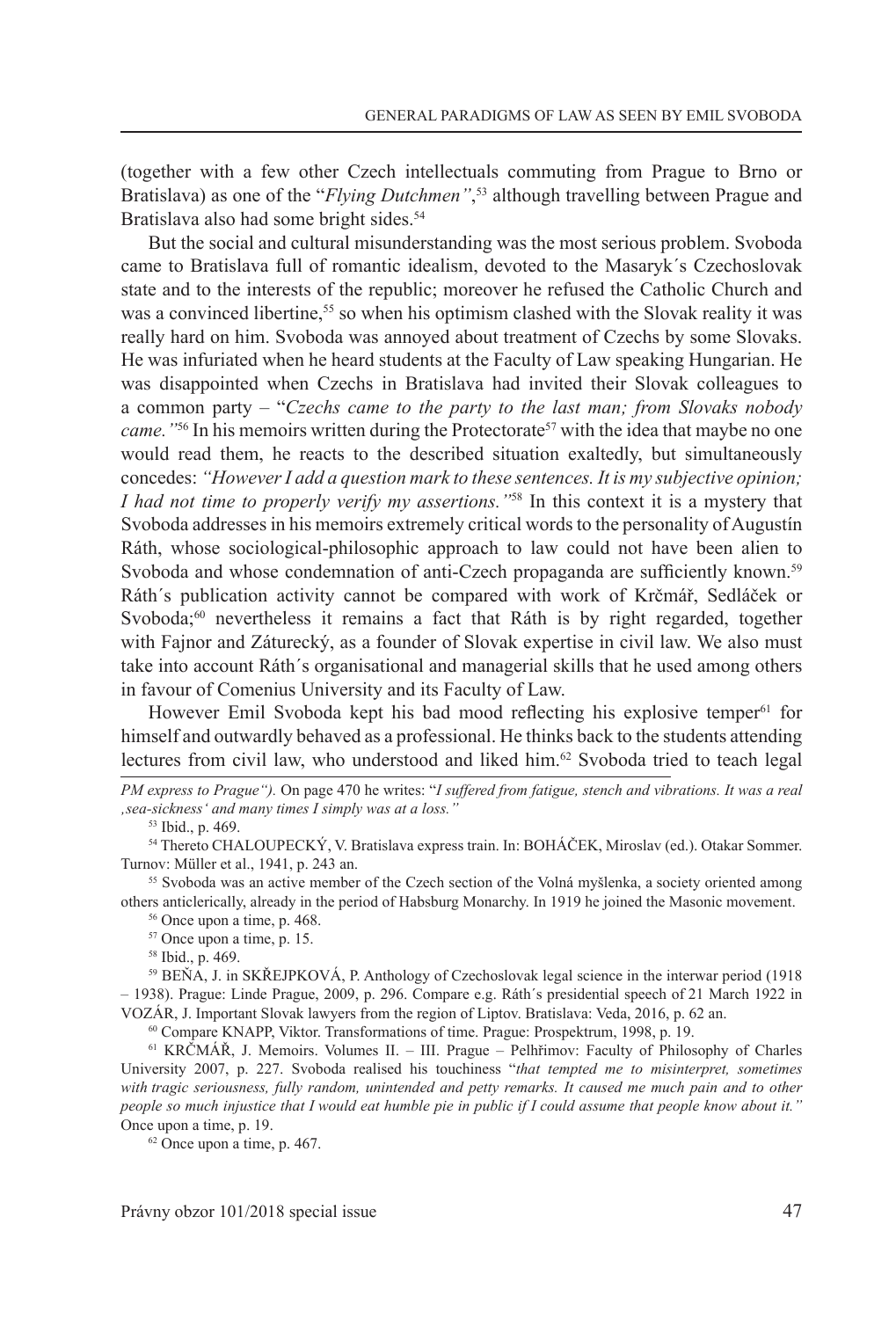(together with a few other Czech intellectuals commuting from Prague to Brno or Bratislava) as one of the "*Flying Dutchmen"*,[53] although travelling between Prague and Bratislava also had some bright sides.[54]

But the social and cultural misunderstanding was the most serious problem. Svoboda came to Bratislava full of romantic idealism, devoted to the Masaryk´s Czechoslovak state and to the interests of the republic; moreover he refused the Catholic Church and was a convinced libertine,[55] so when his optimism clashed with the Slovak reality it was really hard on him. Svoboda was annoyed about treatment of Czechs by some Slovaks. He was infuriated when he heard students at the Faculty of Law speaking Hungarian. He was disappointed when Czechs in Bratislava had invited their Slovak colleagues to a common party – "*Czechs came to the party to the last man; from Slovaks nobody came."*[56] In his memoirs written during the Protectorate[57] with the idea that maybe no one would read them, he reacts to the described situation exaltedly, but simultaneously concedes: *"However I add a question mark to these sentences. It is my subjective opinion; I had not time to properly verify my assertions."*[58] In this context it is a mystery that Svoboda addresses in his memoirs extremely critical words to the personality of Augustín Ráth, whose sociological-philosophic approach to law could not have been alien to Svoboda and whose condemnation of anti-Czech propaganda are sufficiently known.[59] Ráth´s publication activity cannot be compared with work of Krčmář, Sedláček or Svoboda;[60] nevertheless it remains a fact that Ráth is by right regarded, together with Fajnor and Záturecký, as a founder of Slovak expertise in civil law. We also must take into account Ráth´s organisational and managerial skills that he used among others in favour of Comenius University and its Faculty of Law.

However Emil Svoboda kept his bad mood reflecting his explosive temper[61] for himself and outwardly behaved as a professional. He thinks back to the students attending lectures from civil law, who understood and liked him.[62] Svoboda tried to teach legal

---

*PM express to Prague").* On page 470 he writes: "*I suffered from fatigue, stench and vibrations. It was a real 'sea-sickness' and many times I simply was at a loss."*

[53] Ibid., p. 469.

[54] Thereto CHALOUPECKÝ, V. Bratislava express train. In: BOHÁČEK, Miroslav (ed.). Otakar Sommer. Turnov: Müller et al., 1941, p. 243 an.

[55] Svoboda was an active member of the Czech section of the Volná myšlenka, a society oriented among others anticlerically, already in the period of Habsburg Monarchy. In 1919 he joined the Masonic movement.

[56] Once upon a time, p. 468.

[57] Once upon a time, p. 15.

[58] Ibid., p. 469.

[59] BEŇA, J. in SKŘEJPKOVÁ, P. Anthology of Czechoslovak legal science in the interwar period (1918 – 1938). Prague: Linde Prague, 2009, p. 296. Compare e.g. Ráth´s presidential speech of 21 March 1922 in VOZÁR, J. Important Slovak lawyers from the region of Liptov. Bratislava: Veda, 2016, p. 62 an.

[60] Compare KNAPP, Viktor. Transformations of time. Prague: Prospektrum, 1998, p. 19.

[61] KRČMÁŘ, J. Memoirs. Volumes II. – III. Prague – Pelhřimov: Faculty of Philosophy of Charles University 2007, p. 227. Svoboda realised his touchiness "*that tempted me to misinterpret, sometimes with tragic seriousness, fully random, unintended and petty remarks. It caused me much pain and to other people so much injustice that I would eat humble pie in public if I could assume that people know about it."* Once upon a time, p. 19.

[62] Once upon a time, p. 467.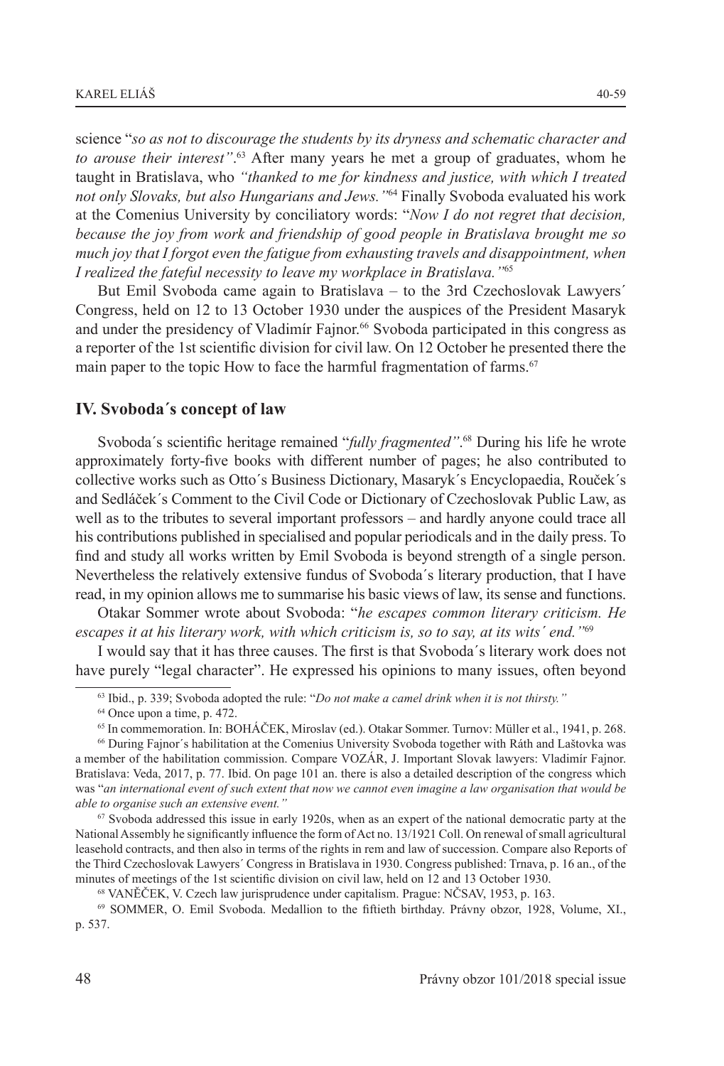science "*so as not to discourage the students by its dryness and schematic character and to arouse their interest"*.[63] After many years he met a group of graduates, whom he taught in Bratislava, who *"thanked to me for kindness and justice, with which I treated not only Slovaks, but also Hungarians and Jews."*[64] Finally Svoboda evaluated his work at the Comenius University by conciliatory words: "*Now I do not regret that decision, because the joy from work and friendship of good people in Bratislava brought me so much joy that I forgot even the fatigue from exhausting travels and disappointment, when I realized the fateful necessity to leave my workplace in Bratislava."*[65]

But Emil Svoboda came again to Bratislava – to the 3rd Czechoslovak Lawyers´ Congress, held on 12 to 13 October 1930 under the auspices of the President Masaryk and under the presidency of Vladimír Fajnor.[66] Svoboda participated in this congress as a reporter of the 1st scientific division for civil law. On 12 October he presented there the main paper to the topic How to face the harmful fragmentation of farms.[67]

## IV. Svoboda´s concept of law

Svoboda´s scientific heritage remained "*fully fragmented"*.[68] During his life he wrote approximately forty-five books with different number of pages; he also contributed to collective works such as Otto´s Business Dictionary, Masaryk´s Encyclopaedia, Rouček´s and Sedláček´s Comment to the Civil Code or Dictionary of Czechoslovak Public Law, as well as to the tributes to several important professors – and hardly anyone could trace all his contributions published in specialised and popular periodicals and in the daily press. To find and study all works written by Emil Svoboda is beyond strength of a single person. Nevertheless the relatively extensive fundus of Svoboda´s literary production, that I have read, in my opinion allows me to summarise his basic views of law, its sense and functions.

Otakar Sommer wrote about Svoboda: "*he escapes common literary criticism. He escapes it at his literary work, with which criticism is, so to say, at its wits´ end."*[69]

I would say that it has three causes. The first is that Svoboda´s literary work does not have purely "legal character". He expressed his opinions to many issues, often beyond

---

[63] Ibid., p. 339; Svoboda adopted the rule: "*Do not make a camel drink when it is not thirsty."*

[64] Once upon a time, p. 472.

[65] In commemoration. In: BOHÁČEK, Miroslav (ed.). Otakar Sommer. Turnov: Müller et al., 1941, p. 268.

[66] During Fajnor´s habilitation at the Comenius University Svoboda together with Ráth and Laštovka was a member of the habilitation commission. Compare VOZÁR, J. Important Slovak lawyers: Vladimír Fajnor. Bratislava: Veda, 2017, p. 77. Ibid. On page 101 an. there is also a detailed description of the congress which was "*an international event of such extent that now we cannot even imagine a law organisation that would be able to organise such an extensive event."*

[67] Svoboda addressed this issue in early 1920s, when as an expert of the national democratic party at the National Assembly he significantly influence the form of Act no. 13/1921 Coll. On renewal of small agricultural leasehold contracts, and then also in terms of the rights in rem and law of succession. Compare also Reports of the Third Czechoslovak Lawyers´ Congress in Bratislava in 1930. Congress published: Trnava, p. 16 an., of the minutes of meetings of the 1st scientific division on civil law, held on 12 and 13 October 1930.

[68] VANĚČEK, V. Czech law jurisprudence under capitalism. Prague: NČSAV, 1953, p. 163.

[69] SOMMER, O. Emil Svoboda. Medallion to the fiftieth birthday. Právny obzor, 1928, Volume, XI., p. 537.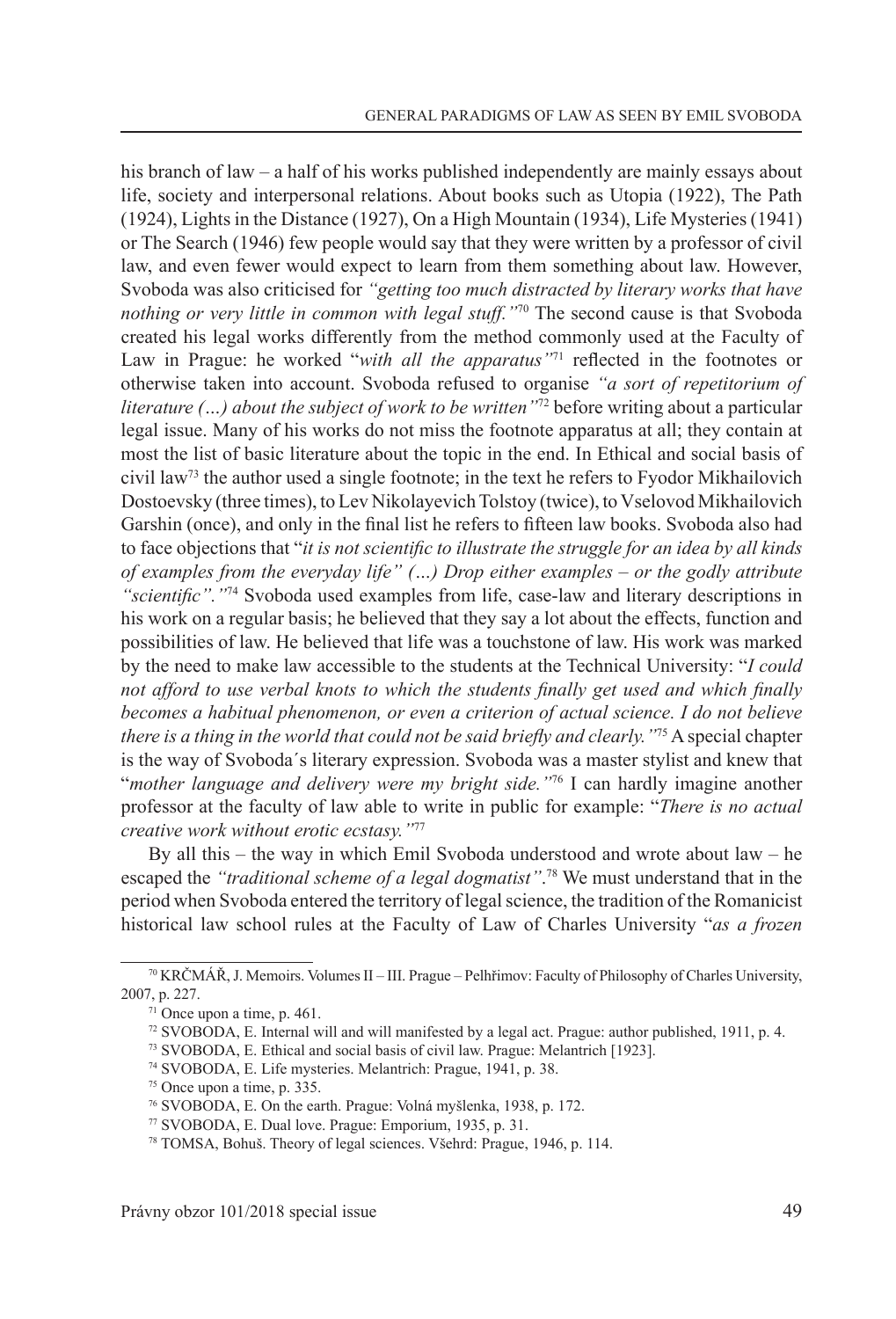his branch of law – a half of his works published independently are mainly essays about life, society and interpersonal relations. About books such as Utopia (1922), The Path (1924), Lights in the Distance (1927), On a High Mountain (1934), Life Mysteries (1941) or The Search (1946) few people would say that they were written by a professor of civil law, and even fewer would expect to learn from them something about law. However, Svoboda was also criticised for *"getting too much distracted by literary works that have nothing or very little in common with legal stuff."*[70] The second cause is that Svoboda created his legal works differently from the method commonly used at the Faculty of Law in Prague: he worked "*with all the apparatus"*[71] reflected in the footnotes or otherwise taken into account. Svoboda refused to organise *"a sort of repetitorium of literature (…) about the subject of work to be written"*[72] before writing about a particular legal issue. Many of his works do not miss the footnote apparatus at all; they contain at most the list of basic literature about the topic in the end. In Ethical and social basis of civil law[73] the author used a single footnote; in the text he refers to Fyodor Mikhailovich Dostoevsky (three times), to Lev Nikolayevich Tolstoy (twice), to Vselovod Mikhailovich Garshin (once), and only in the final list he refers to fifteen law books. Svoboda also had to face objections that "*it is not scientific to illustrate the struggle for an idea by all kinds of examples from the everyday life" (…) Drop either examples – or the godly attribute "scientific"."*[74] Svoboda used examples from life, case-law and literary descriptions in his work on a regular basis; he believed that they say a lot about the effects, function and possibilities of law. He believed that life was a touchstone of law. His work was marked by the need to make law accessible to the students at the Technical University: "*I could not afford to use verbal knots to which the students finally get used and which finally becomes a habitual phenomenon, or even a criterion of actual science. I do not believe there is a thing in the world that could not be said briefly and clearly."*[75] A special chapter is the way of Svoboda´s literary expression. Svoboda was a master stylist and knew that "*mother language and delivery were my bright side."*[76] I can hardly imagine another professor at the faculty of law able to write in public for example: "*There is no actual creative work without erotic ecstasy."*[77]

By all this – the way in which Emil Svoboda understood and wrote about law – he escaped the *"traditional scheme of a legal dogmatist"*.[78] We must understand that in the period when Svoboda entered the territory of legal science, the tradition of the Romanicist historical law school rules at the Faculty of Law of Charles University "*as a frozen*

---

[70] KRČMÁŘ, J. Memoirs. Volumes II – III. Prague – Pelhřimov: Faculty of Philosophy of Charles University, 2007, p. 227.

[71] Once upon a time, p. 461.

[72] SVOBODA, E. Internal will and will manifested by a legal act. Prague: author published, 1911, p. 4.

[73] SVOBODA, E. Ethical and social basis of civil law. Prague: Melantrich [1923].

[74] SVOBODA, E. Life mysteries. Melantrich: Prague, 1941, p. 38.

[75] Once upon a time, p. 335.

[76] SVOBODA, E. On the earth. Prague: Volná myšlenka, 1938, p. 172.

[77] SVOBODA, E. Dual love. Prague: Emporium, 1935, p. 31.

[78] TOMSA, Bohuš. Theory of legal sciences. Všehrd: Prague, 1946, p. 114.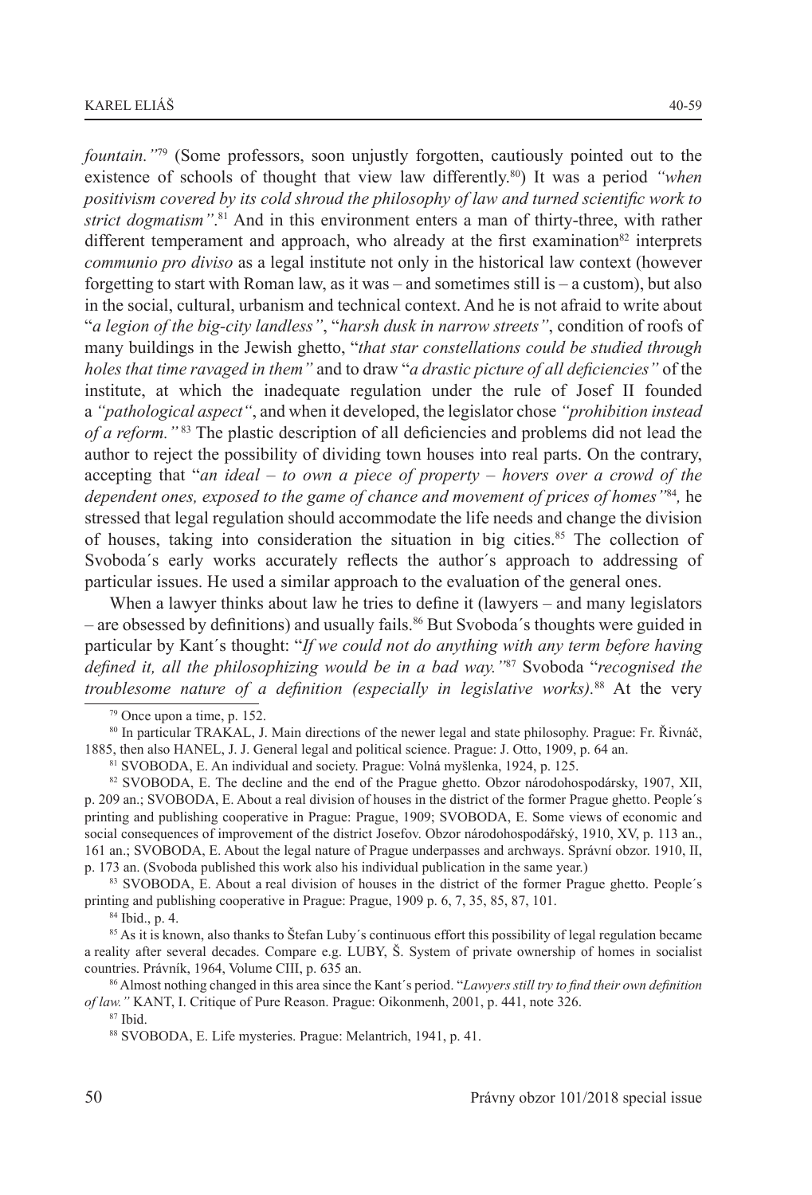*fountain."*[79] (Some professors, soon unjustly forgotten, cautiously pointed out to the existence of schools of thought that view law differently.[80]) It was a period *"when positivism covered by its cold shroud the philosophy of law and turned scientific work to strict dogmatism"*.[81] And in this environment enters a man of thirty-three, with rather different temperament and approach, who already at the first examination[82] interprets *communio pro diviso* as a legal institute not only in the historical law context (however forgetting to start with Roman law, as it was – and sometimes still is – a custom), but also in the social, cultural, urbanism and technical context. And he is not afraid to write about "*a legion of the big-city landless"*, "*harsh dusk in narrow streets"*, condition of roofs of many buildings in the Jewish ghetto, "*that star constellations could be studied through holes that time ravaged in them"* and to draw "*a drastic picture of all deficiencies"* of the institute, at which the inadequate regulation under the rule of Josef II founded a *"pathological aspect"*, and when it developed, the legislator chose *"prohibition instead of a reform."*[83] The plastic description of all deficiencies and problems did not lead the author to reject the possibility of dividing town houses into real parts. On the contrary, accepting that "*an ideal – to own a piece of property – hovers over a crowd of the dependent ones, exposed to the game of chance and movement of prices of homes"*[84], he stressed that legal regulation should accommodate the life needs and change the division of houses, taking into consideration the situation in big cities.[85] The collection of Svoboda´s early works accurately reflects the author´s approach to addressing of particular issues. He used a similar approach to the evaluation of the general ones.

When a lawyer thinks about law he tries to define it (lawyers – and many legislators – are obsessed by definitions) and usually fails.[86] But Svoboda´s thoughts were guided in particular by Kant´s thought: "*If we could not do anything with any term before having defined it, all the philosophizing would be in a bad way."*[87] Svoboda "*recognised the troublesome nature of a definition (especially in legislative works)*.[88] At the very

---

[79] Once upon a time, p. 152.

[80] In particular TRAKAL, J. Main directions of the newer legal and state philosophy. Prague: Fr. Řivnáč, 1885, then also HANEL, J. J. General legal and political science. Prague: J. Otto, 1909, p. 64 an.

[81] SVOBODA, E. An individual and society. Prague: Volná myšlenka, 1924, p. 125.

[82] SVOBODA, E. The decline and the end of the Prague ghetto. Obzor národohospodársky, 1907, XII, p. 209 an.; SVOBODA, E. About a real division of houses in the district of the former Prague ghetto. People´s printing and publishing cooperative in Prague: Prague, 1909; SVOBODA, E. Some views of economic and social consequences of improvement of the district Josefov. Obzor národohospodářský, 1910, XV, p. 113 an., 161 an.; SVOBODA, E. About the legal nature of Prague underpasses and archways. Správní obzor. 1910, II, p. 173 an. (Svoboda published this work also his individual publication in the same year.)

[83] SVOBODA, E. About a real division of houses in the district of the former Prague ghetto. People´s printing and publishing cooperative in Prague: Prague, 1909 p. 6, 7, 35, 85, 87, 101.

[84] Ibid., p. 4.

[85] As it is known, also thanks to Štefan Luby´s continuous effort this possibility of legal regulation became a reality after several decades. Compare e.g. LUBY, Š. System of private ownership of homes in socialist countries. Právník, 1964, Volume CIII, p. 635 an.

[86] Almost nothing changed in this area since the Kant´s period. "*Lawyers still try to find their own definition of law."* KANT, I. Critique of Pure Reason. Prague: Oikonmenh, 2001, p. 441, note 326.

[87] Ibid.

[88] SVOBODA, E. Life mysteries. Prague: Melantrich, 1941, p. 41.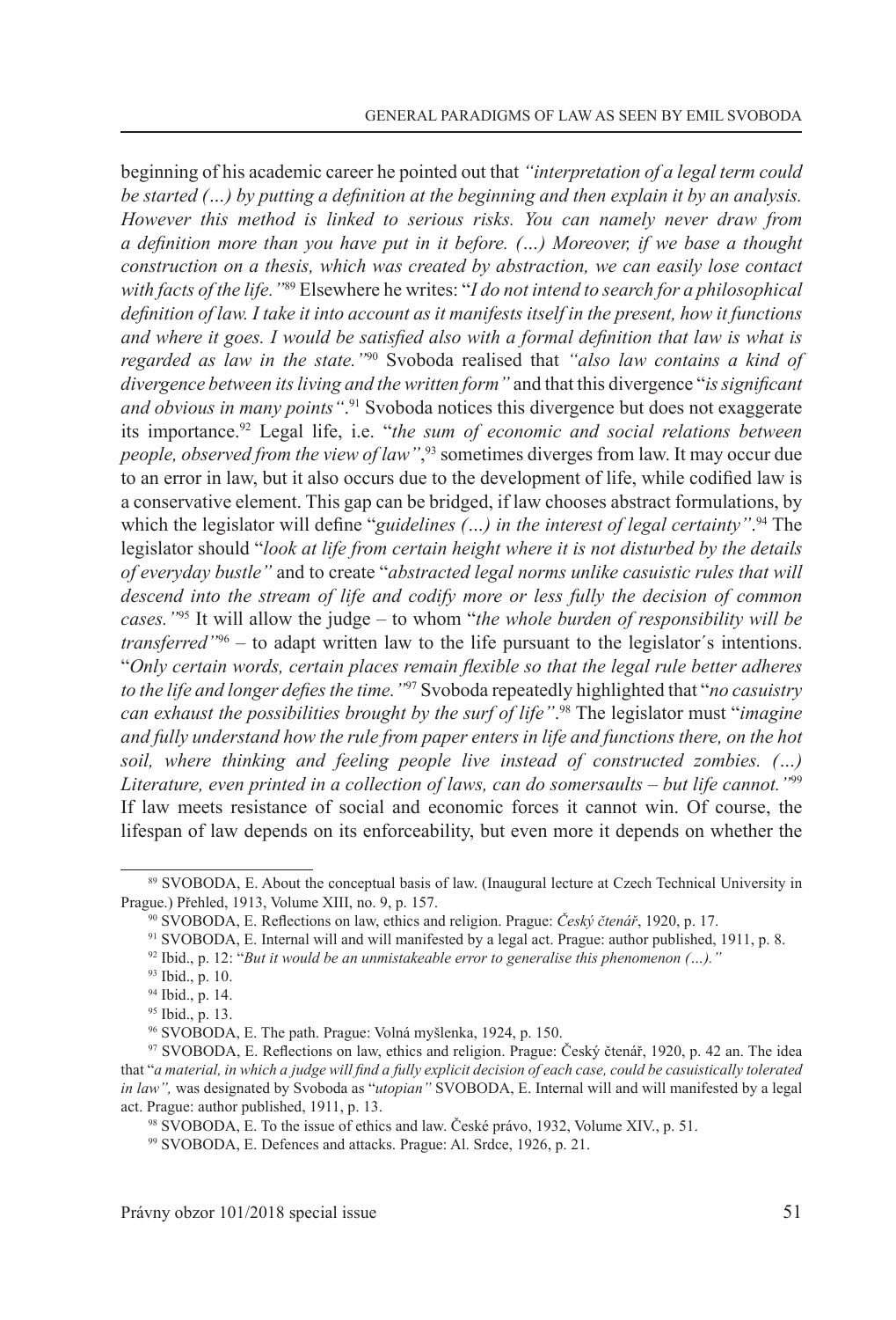beginning of his academic career he pointed out that *"interpretation of a legal term could be started (…) by putting a definition at the beginning and then explain it by an analysis. However this method is linked to serious risks. You can namely never draw from a definition more than you have put in it before. (…) Moreover, if we base a thought construction on a thesis, which was created by abstraction, we can easily lose contact with facts of the life."*[89] Elsewhere he writes: "*I do not intend to search for a philosophical definition of law. I take it into account as it manifests itself in the present, how it functions and where it goes. I would be satisfied also with a formal definition that law is what is regarded as law in the state."*[90] Svoboda realised that *"also law contains a kind of divergence between its living and the written form"* and that this divergence "*is significant and obvious in many points"*.[91] Svoboda notices this divergence but does not exaggerate its importance.[92] Legal life, i.e. "*the sum of economic and social relations between people, observed from the view of law"*,[93] sometimes diverges from law. It may occur due to an error in law, but it also occurs due to the development of life, while codified law is a conservative element. This gap can be bridged, if law chooses abstract formulations, by which the legislator will define "*guidelines (…) in the interest of legal certainty"*.[94] The legislator should "*look at life from certain height where it is not disturbed by the details of everyday bustle"* and to create "*abstracted legal norms unlike casuistic rules that will descend into the stream of life and codify more or less fully the decision of common cases."*[95] It will allow the judge – to whom "*the whole burden of responsibility will be transferred"*[96] – to adapt written law to the life pursuant to the legislator´s intentions. "*Only certain words, certain places remain flexible so that the legal rule better adheres to the life and longer defies the time."*[97] Svoboda repeatedly highlighted that "*no casuistry can exhaust the possibilities brought by the surf of life"*.[98] The legislator must "*imagine and fully understand how the rule from paper enters in life and functions there, on the hot soil, where thinking and feeling people live instead of constructed zombies. (…) Literature, even printed in a collection of laws, can do somersaults – but life cannot."*[99] If law meets resistance of social and economic forces it cannot win. Of course, the lifespan of law depends on its enforceability, but even more it depends on whether the

---

[89] SVOBODA, E. About the conceptual basis of law. (Inaugural lecture at Czech Technical University in Prague.) Přehled, 1913, Volume XIII, no. 9, p. 157.

[90] SVOBODA, E. Reflections on law, ethics and religion. Prague: *Český čtenář*, 1920, p. 17.

[91] SVOBODA, E. Internal will and will manifested by a legal act. Prague: author published, 1911, p. 8.

[92] Ibid., p. 12: "*But it would be an unmistakeable error to generalise this phenomenon (…)."*

[93] Ibid., p. 10.

[94] Ibid., p. 14.

[95] Ibid., p. 13.

[96] SVOBODA, E. The path. Prague: Volná myšlenka, 1924, p. 150.

[97] SVOBODA, E. Reflections on law, ethics and religion. Prague: Český čtenář, 1920, p. 42 an. The idea that "*a material, in which a judge will find a fully explicit decision of each case, could be casuistically tolerated in law",* was designated by Svoboda as "*utopian"* SVOBODA, E. Internal will and will manifested by a legal act. Prague: author published, 1911, p. 13.

[98] SVOBODA, E. To the issue of ethics and law. České právo, 1932, Volume XIV., p. 51.

[99] SVOBODA, E. Defences and attacks. Prague: Al. Srdce, 1926, p. 21.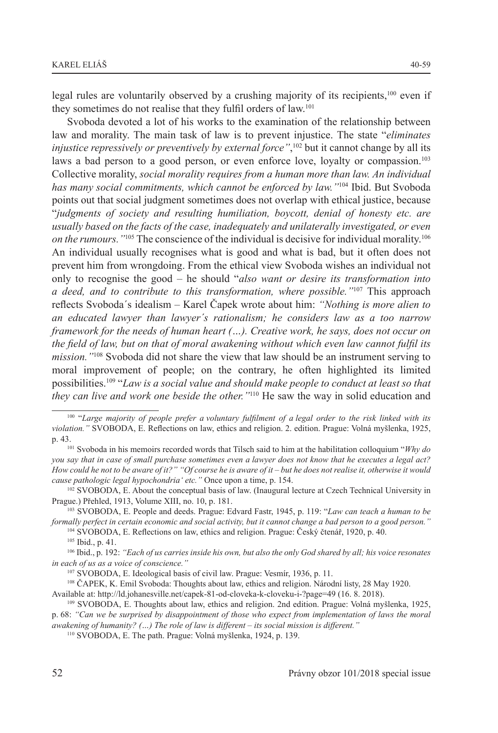legal rules are voluntarily observed by a crushing majority of its recipients,[100] even if they sometimes do not realise that they fulfil orders of law.[101]

Svoboda devoted a lot of his works to the examination of the relationship between law and morality. The main task of law is to prevent injustice. The state "*eliminates injustice repressively or preventively by external force"*,[102] but it cannot change by all its laws a bad person to a good person, or even enforce love, loyalty or compassion.[103] Collective morality, *social morality requires from a human more than law. An individual has many social commitments, which cannot be enforced by law."*[104] Ibid. But Svoboda points out that social judgment sometimes does not overlap with ethical justice, because "*judgments of society and resulting humiliation, boycott, denial of honesty etc. are usually based on the facts of the case, inadequately and unilaterally investigated, or even on the rumours."*[105] The conscience of the individual is decisive for individual morality.[106] An individual usually recognises what is good and what is bad, but it often does not prevent him from wrongdoing. From the ethical view Svoboda wishes an individual not only to recognise the good – he should "*also want or desire its transformation into a deed, and to contribute to this transformation, where possible."*[107] This approach reflects Svoboda´s idealism – Karel Čapek wrote about him: *"Nothing is more alien to an educated lawyer than lawyer´s rationalism; he considers law as a too narrow framework for the needs of human heart (…). Creative work, he says, does not occur on the field of law, but on that of moral awakening without which even law cannot fulfil its mission."*[108] Svoboda did not share the view that law should be an instrument serving to moral improvement of people; on the contrary, he often highlighted its limited possibilities.[109] "*Law is a social value and should make people to conduct at least so that they can live and work one beside the other."*[110] He saw the way in solid education and

---

[100] "*Large majority of people prefer a voluntary fulfilment of a legal order to the risk linked with its violation."* SVOBODA, E. Reflections on law, ethics and religion. 2. edition. Prague: Volná myšlenka, 1925, p. 43.

[101] Svoboda in his memoirs recorded words that Tilsch said to him at the habilitation colloquium "*Why do you say that in case of small purchase sometimes even a lawyer does not know that he executes a legal act? How could he not to be aware of it?" "Of course he is aware of it – but he does not realise it, otherwise it would cause pathologic legal hypochondria' etc."* Once upon a time, p. 154.

[102] SVOBODA, E. About the conceptual basis of law. (Inaugural lecture at Czech Technical University in Prague.) Přehled, 1913, Volume XIII, no. 10, p. 181.

[103] SVOBODA, E. People and deeds. Prague: Edvard Fastr, 1945, p. 119: "*Law can teach a human to be formally perfect in certain economic and social activity, but it cannot change a bad person to a good person."*

[104] SVOBODA, E. Reflections on law, ethics and religion. Prague: Český čtenář, 1920, p. 40.

[105] Ibid., p. 41.

[106] Ibid., p. 192: *"Each of us carries inside his own, but also the only God shared by all; his voice resonates in each of us as a voice of conscience."*

[107] SVOBODA, E. Ideological basis of civil law. Prague: Vesmír, 1936, p. 11.

[108] ČAPEK, K. Emil Svoboda: Thoughts about law, ethics and religion. Národní listy, 28 May 1920. Available at: http://ld.johanesville.net/capek-81-od-cloveka-k-cloveku-i-?page=49 (16. 8. 2018).

[109] SVOBODA, E. Thoughts about law, ethics and religion. 2nd edition. Prague: Volná myšlenka, 1925, p. 68: *"Can we be surprised by disappointment of those who expect from implementation of laws the moral awakening of humanity? (…) The role of law is different – its social mission is different."*

[110] SVOBODA, E. The path. Prague: Volná myšlenka, 1924, p. 139.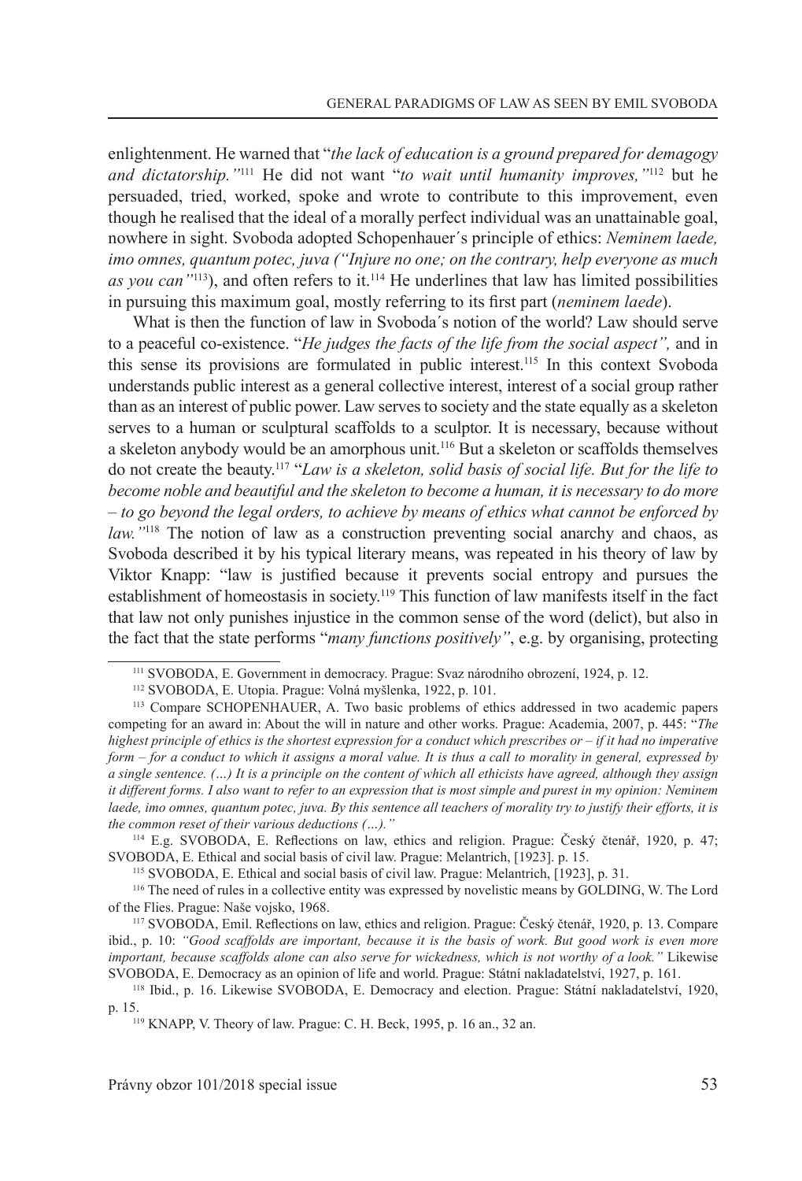enlightenment. He warned that "*the lack of education is a ground prepared for demagogy and dictatorship."*[111] He did not want "*to wait until humanity improves,"*[112] but he persuaded, tried, worked, spoke and wrote to contribute to this improvement, even though he realised that the ideal of a morally perfect individual was an unattainable goal, nowhere in sight. Svoboda adopted Schopenhauer´s principle of ethics: *Neminem laede, imo omnes, quantum potec, juva ("Injure no one; on the contrary, help everyone as much as you can"*[113]), and often refers to it.[114] He underlines that law has limited possibilities in pursuing this maximum goal, mostly referring to its first part (*neminem laede*).

What is then the function of law in Svoboda´s notion of the world? Law should serve to a peaceful co-existence. "*He judges the facts of the life from the social aspect",* and in this sense its provisions are formulated in public interest.[115] In this context Svoboda understands public interest as a general collective interest, interest of a social group rather than as an interest of public power. Law serves to society and the state equally as a skeleton serves to a human or sculptural scaffolds to a sculptor. It is necessary, because without a skeleton anybody would be an amorphous unit.[116] But a skeleton or scaffolds themselves do not create the beauty.[117] "*Law is a skeleton, solid basis of social life. But for the life to become noble and beautiful and the skeleton to become a human, it is necessary to do more – to go beyond the legal orders, to achieve by means of ethics what cannot be enforced by law."*[118] The notion of law as a construction preventing social anarchy and chaos, as Svoboda described it by his typical literary means, was repeated in his theory of law by Viktor Knapp: "law is justified because it prevents social entropy and pursues the establishment of homeostasis in society.[119] This function of law manifests itself in the fact that law not only punishes injustice in the common sense of the word (delict), but also in the fact that the state performs "*many functions positively"*, e.g. by organising, protecting

---

[111] SVOBODA, E. Government in democracy. Prague: Svaz národního obrození, 1924, p. 12.

[112] SVOBODA, E. Utopia. Prague: Volná myšlenka, 1922, p. 101.

[113] Compare SCHOPENHAUER, A. Two basic problems of ethics addressed in two academic papers competing for an award in: About the will in nature and other works. Prague: Academia, 2007, p. 445: "*The highest principle of ethics is the shortest expression for a conduct which prescribes or – if it had no imperative form – for a conduct to which it assigns a moral value. It is thus a call to morality in general, expressed by a single sentence. (…) It is a principle on the content of which all ethicists have agreed, although they assign it different forms. I also want to refer to an expression that is most simple and purest in my opinion: Neminem laede, imo omnes, quantum potec, juva. By this sentence all teachers of morality try to justify their efforts, it is the common reset of their various deductions (…)."*

[114] E.g. SVOBODA, E. Reflections on law, ethics and religion. Prague: Český čtenář, 1920, p. 47; SVOBODA, E. Ethical and social basis of civil law. Prague: Melantrich, [1923]. p. 15.

[115] SVOBODA, E. Ethical and social basis of civil law. Prague: Melantrich, [1923], p. 31.

[116] The need of rules in a collective entity was expressed by novelistic means by GOLDING, W. The Lord of the Flies. Prague: Naše vojsko, 1968.

[117] SVOBODA, Emil. Reflections on law, ethics and religion. Prague: Český čtenář, 1920, p. 13. Compare ibid., p. 10: *"Good scaffolds are important, because it is the basis of work. But good work is even more important, because scaffolds alone can also serve for wickedness, which is not worthy of a look."* Likewise SVOBODA, E. Democracy as an opinion of life and world. Prague: Státní nakladatelství, 1927, p. 161.

[118] Ibid., p. 16. Likewise SVOBODA, E. Democracy and election. Prague: Státní nakladatelství, 1920, p. 15.

[119] KNAPP, V. Theory of law. Prague: C. H. Beck, 1995, p. 16 an., 32 an.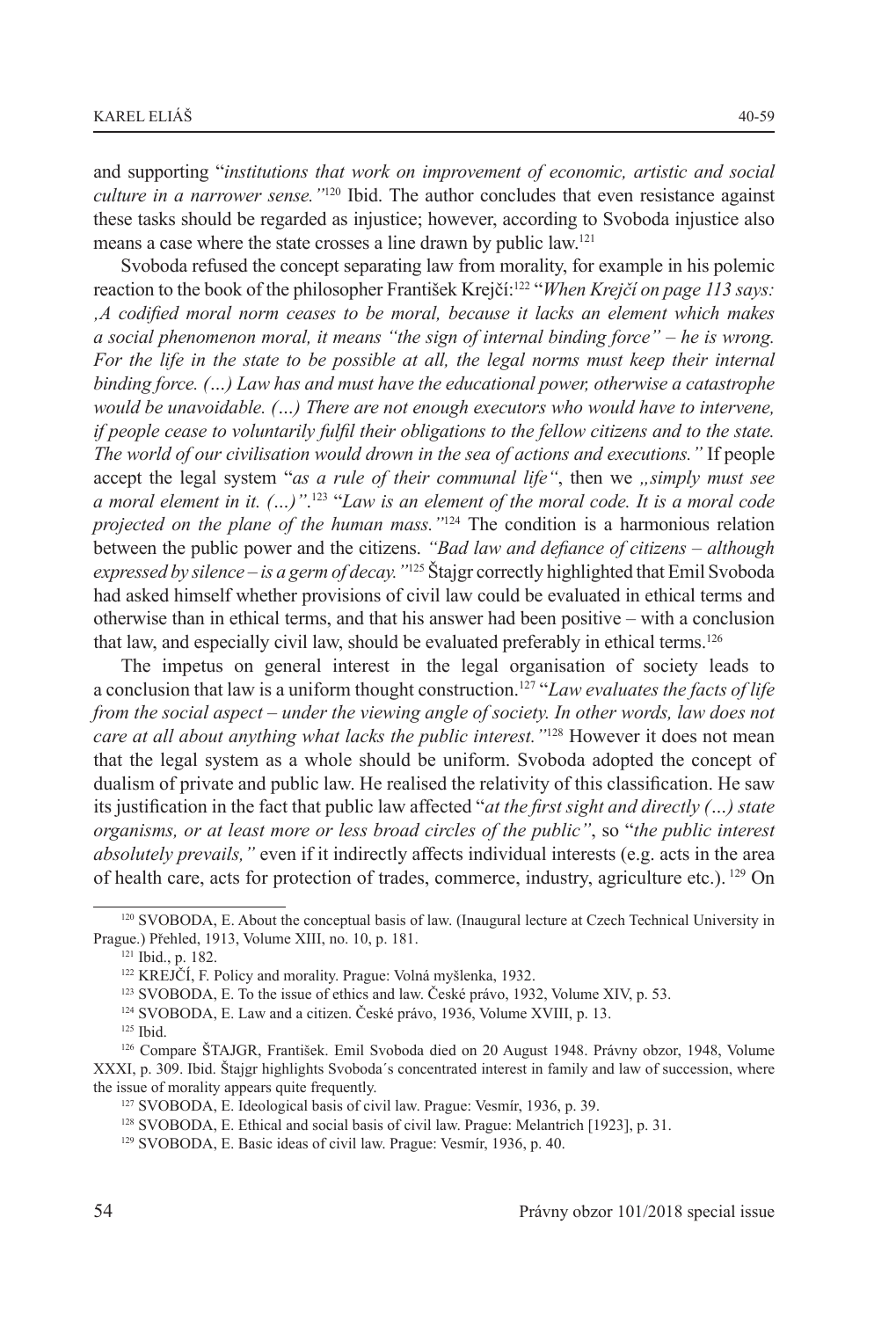and supporting "*institutions that work on improvement of economic, artistic and social culture in a narrower sense.*"[120] Ibid. The author concludes that even resistance against these tasks should be regarded as injustice; however, according to Svoboda injustice also means a case where the state crosses a line drawn by public law.[121]

Svoboda refused the concept separating law from morality, for example in his polemic reaction to the book of the philosopher František Krejčí:[122] "*When Krejčí on page 113 says: ,A codified moral norm ceases to be moral, because it lacks an element which makes a social phenomenon moral, it means "the sign of internal binding force" – he is wrong. For the life in the state to be possible at all, the legal norms must keep their internal binding force. (…) Law has and must have the educational power, otherwise a catastrophe would be unavoidable. (…) There are not enough executors who would have to intervene, if people cease to voluntarily fulfil their obligations to the fellow citizens and to the state. The world of our civilisation would drown in the sea of actions and executions.*" If people accept the legal system "*as a rule of their communal life*", then we *„simply must see a moral element in it. (…)"*.[123] "*Law is an element of the moral code. It is a moral code projected on the plane of the human mass.*"[124] The condition is a harmonious relation between the public power and the citizens. *"Bad law and defiance of citizens – although expressed by silence – is a germ of decay."*[125] Štajgr correctly highlighted that Emil Svoboda had asked himself whether provisions of civil law could be evaluated in ethical terms and otherwise than in ethical terms, and that his answer had been positive – with a conclusion that law, and especially civil law, should be evaluated preferably in ethical terms.[126]

The impetus on general interest in the legal organisation of society leads to a conclusion that law is a uniform thought construction.[127] "*Law evaluates the facts of life from the social aspect – under the viewing angle of society. In other words, law does not care at all about anything what lacks the public interest.*"[128] However it does not mean that the legal system as a whole should be uniform. Svoboda adopted the concept of dualism of private and public law. He realised the relativity of this classification. He saw its justification in the fact that public law affected "*at the first sight and directly (…) state organisms, or at least more or less broad circles of the public*", so "*the public interest absolutely prevails,*" even if it indirectly affects individual interests (e.g. acts in the area of health care, acts for protection of trades, commerce, industry, agriculture etc.). [129] On

---

[120] SVOBODA, E. About the conceptual basis of law. (Inaugural lecture at Czech Technical University in Prague.) Přehled, 1913, Volume XIII, no. 10, p. 181.

[121] Ibid., p. 182.

[122] KREJČÍ, F. Policy and morality. Prague: Volná myšlenka, 1932.

[123] SVOBODA, E. To the issue of ethics and law. České právo, 1932, Volume XIV, p. 53.

[124] SVOBODA, E. Law and a citizen. České právo, 1936, Volume XVIII, p. 13.

[125] Ibid.

[126] Compare ŠTAJGR, František. Emil Svoboda died on 20 August 1948. Právny obzor, 1948, Volume XXXI, p. 309. Ibid. Štajgr highlights Svoboda´s concentrated interest in family and law of succession, where the issue of morality appears quite frequently.

[127] SVOBODA, E. Ideological basis of civil law. Prague: Vesmír, 1936, p. 39.

[128] SVOBODA, E. Ethical and social basis of civil law. Prague: Melantrich [1923], p. 31.

[129] SVOBODA, E. Basic ideas of civil law. Prague: Vesmír, 1936, p. 40.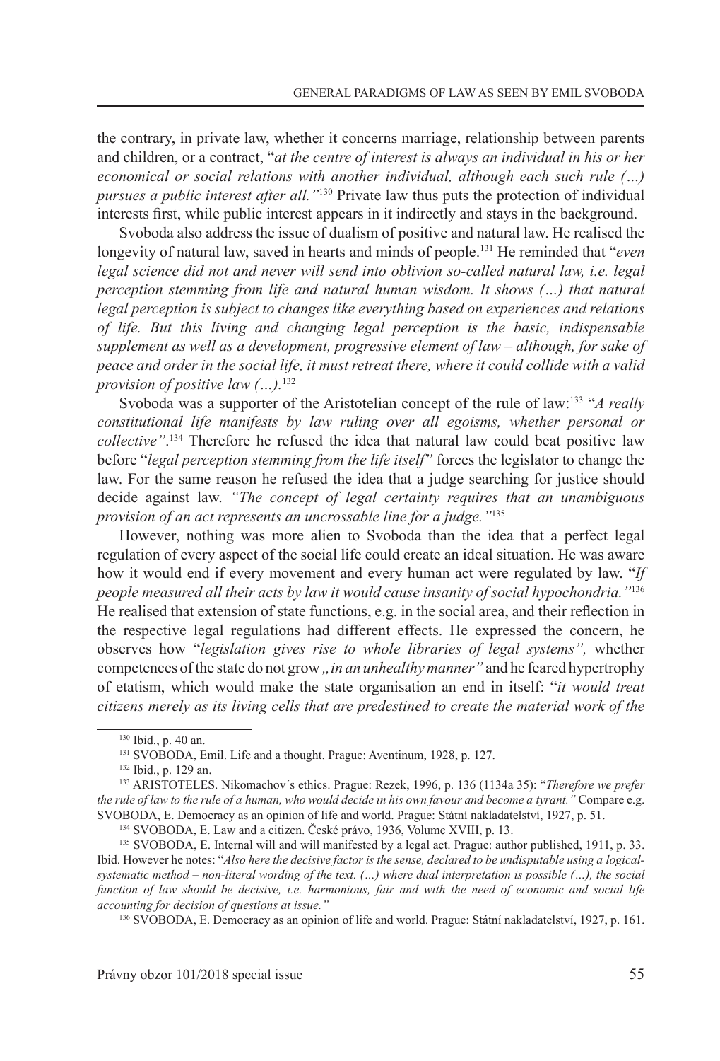the contrary, in private law, whether it concerns marriage, relationship between parents and children, or a contract, "*at the centre of interest is always an individual in his or her economical or social relations with another individual, although each such rule (…) pursues a public interest after all.*"[130] Private law thus puts the protection of individual interests first, while public interest appears in it indirectly and stays in the background.

Svoboda also address the issue of dualism of positive and natural law. He realised the longevity of natural law, saved in hearts and minds of people.[131] He reminded that "*even legal science did not and never will send into oblivion so-called natural law, i.e. legal perception stemming from life and natural human wisdom. It shows (…) that natural legal perception is subject to changes like everything based on experiences and relations of life. But this living and changing legal perception is the basic, indispensable supplement as well as a development, progressive element of law – although, for sake of peace and order in the social life, it must retreat there, where it could collide with a valid provision of positive law (…).*[132]

Svoboda was a supporter of the Aristotelian concept of the rule of law:[133] "*A really constitutional life manifests by law ruling over all egoisms, whether personal or collective"*.[134] Therefore he refused the idea that natural law could beat positive law before "*legal perception stemming from the life itself"* forces the legislator to change the law. For the same reason he refused the idea that a judge searching for justice should decide against law. *"The concept of legal certainty requires that an unambiguous provision of an act represents an uncrossable line for a judge."*[135]

However, nothing was more alien to Svoboda than the idea that a perfect legal regulation of every aspect of the social life could create an ideal situation. He was aware how it would end if every movement and every human act were regulated by law. "*If people measured all their acts by law it would cause insanity of social hypochondria."*[136] He realised that extension of state functions, e.g. in the social area, and their reflection in the respective legal regulations had different effects. He expressed the concern, he observes how "*legislation gives rise to whole libraries of legal systems",* whether competences of the state do not grow *„in an unhealthy manner"* and he feared hypertrophy of etatism, which would make the state organisation an end in itself: "*it would treat citizens merely as its living cells that are predestined to create the material work of the*

---

[130] Ibid., p. 40 an.

[131] SVOBODA, Emil. Life and a thought. Prague: Aventinum, 1928, p. 127.

[132] Ibid., p. 129 an.

[133] ARISTOTELES. Nikomachov´s ethics. Prague: Rezek, 1996, p. 136 (1134a 35): "*Therefore we prefer the rule of law to the rule of a human, who would decide in his own favour and become a tyrant."* Compare e.g. SVOBODA, E. Democracy as an opinion of life and world. Prague: Státní nakladatelství, 1927, p. 51.

[134] SVOBODA, E. Law and a citizen. České právo, 1936, Volume XVIII, p. 13.

[135] SVOBODA, E. Internal will and will manifested by a legal act. Prague: author published, 1911, p. 33. Ibid. However he notes: "*Also here the decisive factor is the sense, declared to be undisputable using a logical-systematic method – non-literal wording of the text. (…) where dual interpretation is possible (…), the social function of law should be decisive, i.e. harmonious, fair and with the need of economic and social life accounting for decision of questions at issue."*

[136] SVOBODA, E. Democracy as an opinion of life and world. Prague: Státní nakladatelství, 1927, p. 161.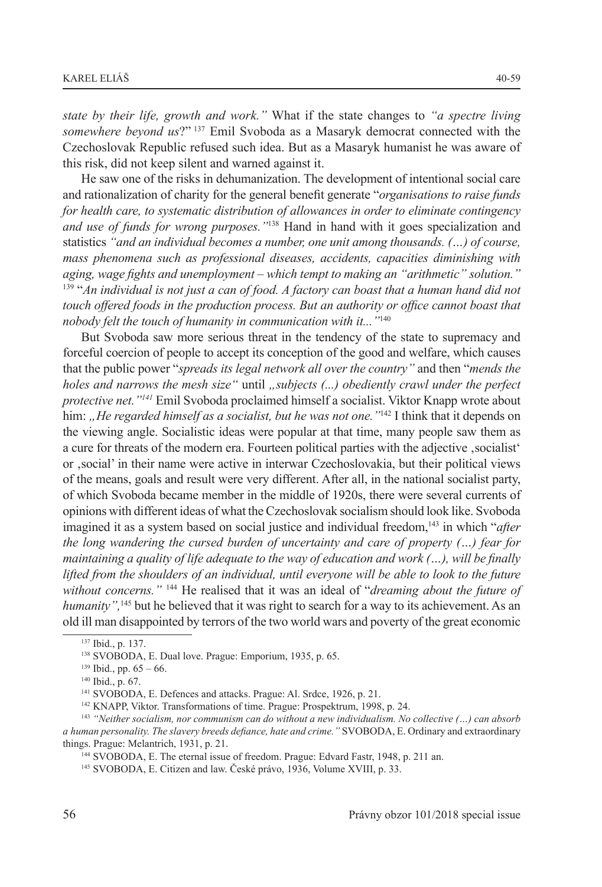*state by their life, growth and work."* What if the state changes to *"a spectre living somewhere beyond us*?" [137] Emil Svoboda as a Masaryk democrat connected with the Czechoslovak Republic refused such idea. But as a Masaryk humanist he was aware of this risk, did not keep silent and warned against it.

He saw one of the risks in dehumanization. The development of intentional social care and rationalization of charity for the general benefit generate "*organisations to raise funds for health care, to systematic distribution of allowances in order to eliminate contingency and use of funds for wrong purposes."*[138] Hand in hand with it goes specialization and statistics *"and an individual becomes a number, one unit among thousands. (…) of course, mass phenomena such as professional diseases, accidents, capacities diminishing with aging, wage fights and unemployment – which tempt to making an "arithmetic" solution."* [139] "*An individual is not just a can of food. A factory can boast that a human hand did not touch offered foods in the production process. But an authority or office cannot boast that nobody felt the touch of humanity in communication with it..."*[140]

But Svoboda saw more serious threat in the tendency of the state to supremacy and forceful coercion of people to accept its conception of the good and welfare, which causes that the public power "*spreads its legal network all over the country"* and then "*mends the holes and narrows the mesh size"* until *„subjects (...) obediently crawl under the perfect protective net."*[141] Emil Svoboda proclaimed himself a socialist. Viktor Knapp wrote about him: *„He regarded himself as a socialist, but he was not one."*[142] I think that it depends on the viewing angle. Socialistic ideas were popular at that time, many people saw them as a cure for threats of the modern era. Fourteen political parties with the adjective ‚socialist' or ‚social' in their name were active in interwar Czechoslovakia, but their political views of the means, goals and result were very different. After all, in the national socialist party, of which Svoboda became member in the middle of 1920s, there were several currents of opinions with different ideas of what the Czechoslovak socialism should look like. Svoboda imagined it as a system based on social justice and individual freedom,[143] in which "*after the long wandering the cursed burden of uncertainty and care of property (…) fear for maintaining a quality of life adequate to the way of education and work (…), will be finally lifted from the shoulders of an individual, until everyone will be able to look to the future without concerns."* [144] He realised that it was an ideal of "*dreaming about the future of humanity",*[145] but he believed that it was right to search for a way to its achievement. As an old ill man disappointed by terrors of the two world wars and poverty of the great economic

---

[137] Ibid., p. 137.

[138] SVOBODA, E. Dual love. Prague: Emporium, 1935, p. 65.

[139] Ibid., pp. 65 – 66.

[140] Ibid., p. 67.

[141] SVOBODA, E. Defences and attacks. Prague: Al. Srdce, 1926, p. 21.

[142] KNAPP, Viktor. Transformations of time. Prague: Prospektrum, 1998, p. 24.

[143] *"Neither socialism, nor communism can do without a new individualism. No collective (…) can absorb a human personality. The slavery breeds defiance, hate and crime."* SVOBODA, E. Ordinary and extraordinary things. Prague: Melantrich, 1931, p. 21.

[144] SVOBODA, E. The eternal issue of freedom. Prague: Edvard Fastr, 1948, p. 211 an.

[145] SVOBODA, E. Citizen and law. České právo, 1936, Volume XVIII, p. 33.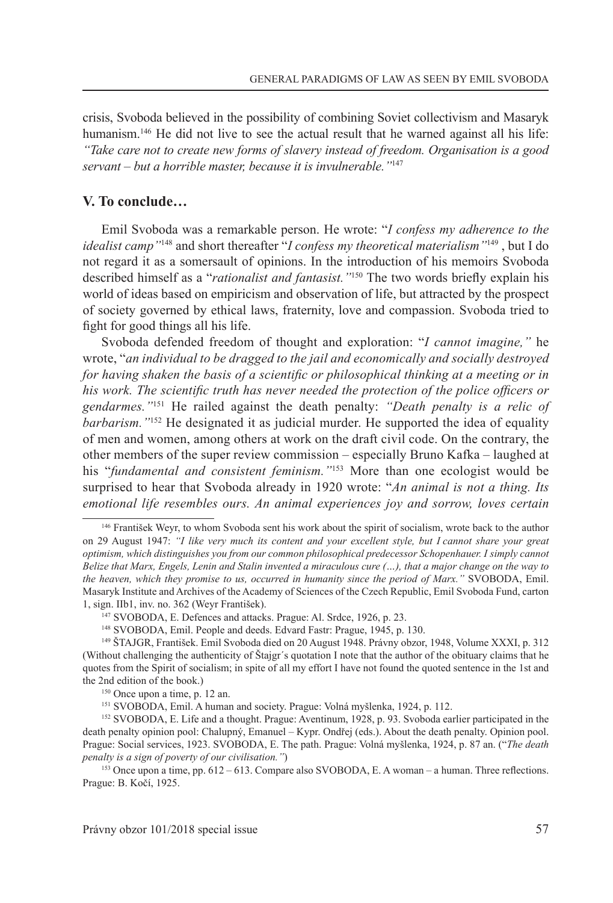crisis, Svoboda believed in the possibility of combining Soviet collectivism and Masaryk humanism.[146] He did not live to see the actual result that he warned against all his life: *"Take care not to create new forms of slavery instead of freedom. Organisation is a good servant – but a horrible master, because it is invulnerable."*[147]

## V. To conclude…

Emil Svoboda was a remarkable person. He wrote: "*I confess my adherence to the idealist camp"*[148] and short thereafter "*I confess my theoretical materialism"*[149] , but I do not regard it as a somersault of opinions. In the introduction of his memoirs Svoboda described himself as a "*rationalist and fantasist."*[150] The two words briefly explain his world of ideas based on empiricism and observation of life, but attracted by the prospect of society governed by ethical laws, fraternity, love and compassion. Svoboda tried to fight for good things all his life.

Svoboda defended freedom of thought and exploration: "*I cannot imagine,"* he wrote, "*an individual to be dragged to the jail and economically and socially destroyed for having shaken the basis of a scientific or philosophical thinking at a meeting or in his work. The scientific truth has never needed the protection of the police officers or gendarmes."*[151] He railed against the death penalty: *"Death penalty is a relic of barbarism."*[152] He designated it as judicial murder. He supported the idea of equality of men and women, among others at work on the draft civil code. On the contrary, the other members of the super review commission – especially Bruno Kafka – laughed at his "*fundamental and consistent feminism."*[153] More than one ecologist would be surprised to hear that Svoboda already in 1920 wrote: "*An animal is not a thing. Its emotional life resembles ours. An animal experiences joy and sorrow, loves certain*

---

[146] František Weyr, to whom Svoboda sent his work about the spirit of socialism, wrote back to the author on 29 August 1947: *"I like very much its content and your excellent style, but I cannot share your great optimism, which distinguishes you from our common philosophical predecessor Schopenhauer. I simply cannot Belize that Marx, Engels, Lenin and Stalin invented a miraculous cure (…), that a major change on the way to the heaven, which they promise to us, occurred in humanity since the period of Marx."* SVOBODA, Emil. Masaryk Institute and Archives of the Academy of Sciences of the Czech Republic, Emil Svoboda Fund, carton 1, sign. IIb1, inv. no. 362 (Weyr František).

[147] SVOBODA, E. Defences and attacks. Prague: Al. Srdce, 1926, p. 23.

[148] SVOBODA, Emil. People and deeds. Edvard Fastr: Prague, 1945, p. 130.

[149] ŠTAJGR, František. Emil Svoboda died on 20 August 1948. Právny obzor, 1948, Volume XXXI, p. 312 (Without challenging the authenticity of Štajgr´s quotation I note that the author of the obituary claims that he quotes from the Spirit of socialism; in spite of all my effort I have not found the quoted sentence in the 1st and the 2nd edition of the book.)

[150] Once upon a time, p. 12 an.

[151] SVOBODA, Emil. A human and society. Prague: Volná myšlenka, 1924, p. 112.

[152] SVOBODA, E. Life and a thought. Prague: Aventinum, 1928, p. 93. Svoboda earlier participated in the death penalty opinion pool: Chalupný, Emanuel – Kypr. Ondřej (eds.). About the death penalty. Opinion pool. Prague: Social services, 1923. SVOBODA, E. The path. Prague: Volná myšlenka, 1924, p. 87 an. ("*The death penalty is a sign of poverty of our civilisation."*)

[153] Once upon a time, pp. 612 – 613. Compare also SVOBODA, E. A woman – a human. Three reflections. Prague: B. Kočí, 1925.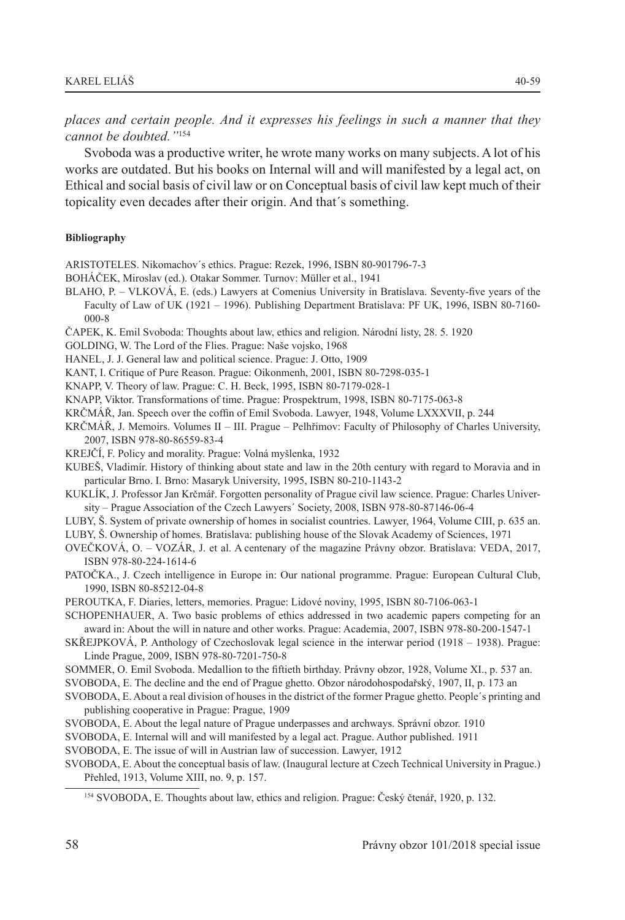*places and certain people. And it expresses his feelings in such a manner that they cannot be doubted."*[154]

Svoboda was a productive writer, he wrote many works on many subjects. A lot of his works are outdated. But his books on Internal will and will manifested by a legal act, on Ethical and social basis of civil law or on Conceptual basis of civil law kept much of their topicality even decades after their origin. And that´s something.

**Bibliography**

ARISTOTELES. Nikomachov´s ethics. Prague: Rezek, 1996, ISBN 80-901796-7-3

BOHÁČEK, Miroslav (ed.). Otakar Sommer. Turnov: Müller et al., 1941

BLAHO, P. – VLKOVÁ, E. (eds.) Lawyers at Comenius University in Bratislava. Seventy-five years of the Faculty of Law of UK (1921 – 1996). Publishing Department Bratislava: PF UK, 1996, ISBN 80-7160-000-8

ČAPEK, K. Emil Svoboda: Thoughts about law, ethics and religion. Národní listy, 28. 5. 1920

GOLDING, W. The Lord of the Flies. Prague: Naše vojsko, 1968

HANEL, J. J. General law and political science. Prague: J. Otto, 1909

KANT, I. Critique of Pure Reason. Prague: Oikonmenh, 2001, ISBN 80-7298-035-1

KNAPP, V. Theory of law. Prague: C. H. Beck, 1995, ISBN 80-7179-028-1

KNAPP, Viktor. Transformations of time. Prague: Prospektrum, 1998, ISBN 80-7175-063-8

KRČMÁŘ, Jan. Speech over the coffin of Emil Svoboda. Lawyer, 1948, Volume LXXXVII, p. 244

KRČMÁŘ, J. Memoirs. Volumes II – III. Prague – Pelhřimov: Faculty of Philosophy of Charles University, 2007, ISBN 978-80-86559-83-4

KREJČÍ, F. Policy and morality. Prague: Volná myšlenka, 1932

KUBEŠ, Vladimír. History of thinking about state and law in the 20th century with regard to Moravia and in particular Brno. I. Brno: Masaryk University, 1995, ISBN 80-210-1143-2

KUKLÍK, J. Professor Jan Krčmář. Forgotten personality of Prague civil law science. Prague: Charles University – Prague Association of the Czech Lawyers´ Society, 2008, ISBN 978-80-87146-06-4

LUBY, Š. System of private ownership of homes in socialist countries. Lawyer, 1964, Volume CIII, p. 635 an.

LUBY, Š. Ownership of homes. Bratislava: publishing house of the Slovak Academy of Sciences, 1971

OVEČKOVÁ, O. – VOZÁR, J. et al. A centenary of the magazine Právny obzor. Bratislava: VEDA, 2017, ISBN 978-80-224-1614-6

PATOČKA., J. Czech intelligence in Europe in: Our national programme. Prague: European Cultural Club, 1990, ISBN 80-85212-04-8

PEROUTKA, F. Diaries, letters, memories. Prague: Lidové noviny, 1995, ISBN 80-7106-063-1

SCHOPENHAUER, A. Two basic problems of ethics addressed in two academic papers competing for an award in: About the will in nature and other works. Prague: Academia, 2007, ISBN 978-80-200-1547-1

SKŘEJPKOVÁ, P. Anthology of Czechoslovak legal science in the interwar period (1918 – 1938). Prague: Linde Prague, 2009, ISBN 978-80-7201-750-8

SOMMER, O. Emil Svoboda. Medallion to the fiftieth birthday. Právny obzor, 1928, Volume XI., p. 537 an.

SVOBODA, E. The decline and the end of Prague ghetto. Obzor národohospodařský, 1907, II, p. 173 an

SVOBODA, E. About a real division of houses in the district of the former Prague ghetto. People´s printing and publishing cooperative in Prague: Prague, 1909

SVOBODA, E. About the legal nature of Prague underpasses and archways. Správní obzor. 1910

SVOBODA, E. Internal will and will manifested by a legal act. Prague. Author published. 1911

SVOBODA, E. The issue of will in Austrian law of succession. Lawyer, 1912

SVOBODA, E. About the conceptual basis of law. (Inaugural lecture at Czech Technical University in Prague.) Přehled, 1913, Volume XIII, no. 9, p. 157.

[154] SVOBODA, E. Thoughts about law, ethics and religion. Prague: Český čtenář, 1920, p. 132.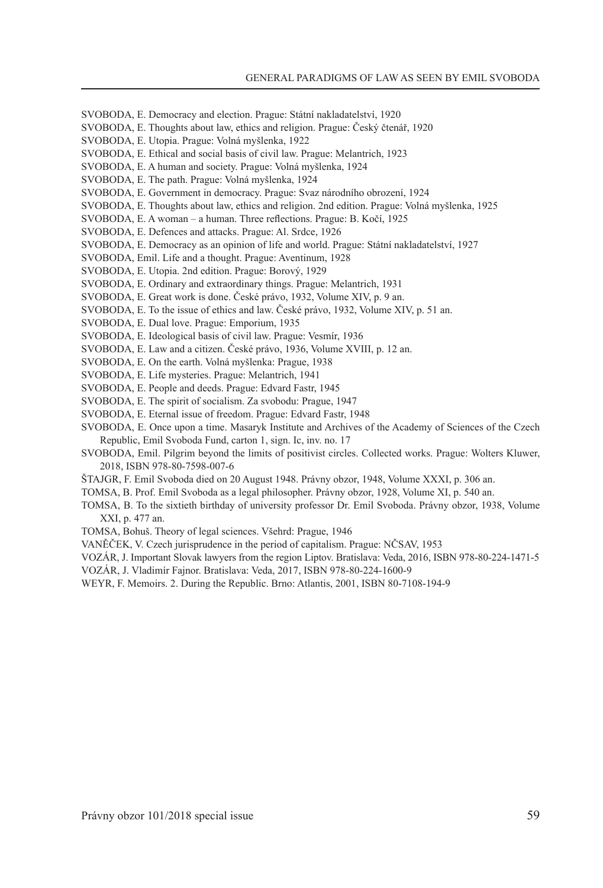SVOBODA, E. Democracy and election. Prague: Státní nakladatelství, 1920

SVOBODA, E. Thoughts about law, ethics and religion. Prague: Český čtenář, 1920

SVOBODA, E. Utopia. Prague: Volná myšlenka, 1922

SVOBODA, E. Ethical and social basis of civil law. Prague: Melantrich, 1923

SVOBODA, E. A human and society. Prague: Volná myšlenka, 1924

SVOBODA, E. The path. Prague: Volná myšlenka, 1924

SVOBODA, E. Government in democracy. Prague: Svaz národního obrození, 1924

SVOBODA, E. Thoughts about law, ethics and religion. 2nd edition. Prague: Volná myšlenka, 1925

SVOBODA, E. A woman – a human. Three reflections. Prague: B. Kočí, 1925

SVOBODA, E. Defences and attacks. Prague: Al. Srdce, 1926

SVOBODA, E. Democracy as an opinion of life and world. Prague: Státní nakladatelství, 1927

SVOBODA, Emil. Life and a thought. Prague: Aventinum, 1928

SVOBODA, E. Utopia. 2nd edition. Prague: Borový, 1929

SVOBODA, E. Ordinary and extraordinary things. Prague: Melantrich, 1931

SVOBODA, E. Great work is done. České právo, 1932, Volume XIV, p. 9 an.

SVOBODA, E. To the issue of ethics and law. České právo, 1932, Volume XIV, p. 51 an.

SVOBODA, E. Dual love. Prague: Emporium, 1935

SVOBODA, E. Ideological basis of civil law. Prague: Vesmír, 1936

SVOBODA, E. Law and a citizen. České právo, 1936, Volume XVIII, p. 12 an.

SVOBODA, E. On the earth. Volná myšlenka: Prague, 1938

SVOBODA, E. Life mysteries. Prague: Melantrich, 1941

SVOBODA, E. People and deeds. Prague: Edvard Fastr, 1945

SVOBODA, E. The spirit of socialism. Za svobodu: Prague, 1947

SVOBODA, E. Eternal issue of freedom. Prague: Edvard Fastr, 1948

SVOBODA, E. Once upon a time. Masaryk Institute and Archives of the Academy of Sciences of the Czech Republic, Emil Svoboda Fund, carton 1, sign. Ic, inv. no. 17

SVOBODA, Emil. Pilgrim beyond the limits of positivist circles. Collected works. Prague: Wolters Kluwer, 2018, ISBN 978-80-7598-007-6

ŠTAJGR, F. Emil Svoboda died on 20 August 1948. Právny obzor, 1948, Volume XXXI, p. 306 an.

TOMSA, B. Prof. Emil Svoboda as a legal philosopher. Právny obzor, 1928, Volume XI, p. 540 an.

TOMSA, B. To the sixtieth birthday of university professor Dr. Emil Svoboda. Právny obzor, 1938, Volume XXI, p. 477 an.

TOMSA, Bohuš. Theory of legal sciences. Všehrd: Prague, 1946

VANĚČEK, V. Czech jurisprudence in the period of capitalism. Prague: NČSAV, 1953

VOZÁR, J. Important Slovak lawyers from the region Liptov. Bratislava: Veda, 2016, ISBN 978-80-224-1471-5

VOZÁR, J. Vladimír Fajnor. Bratislava: Veda, 2017, ISBN 978-80-224-1600-9

WEYR, F. Memoirs. 2. During the Republic. Brno: Atlantis, 2001, ISBN 80-7108-194-9